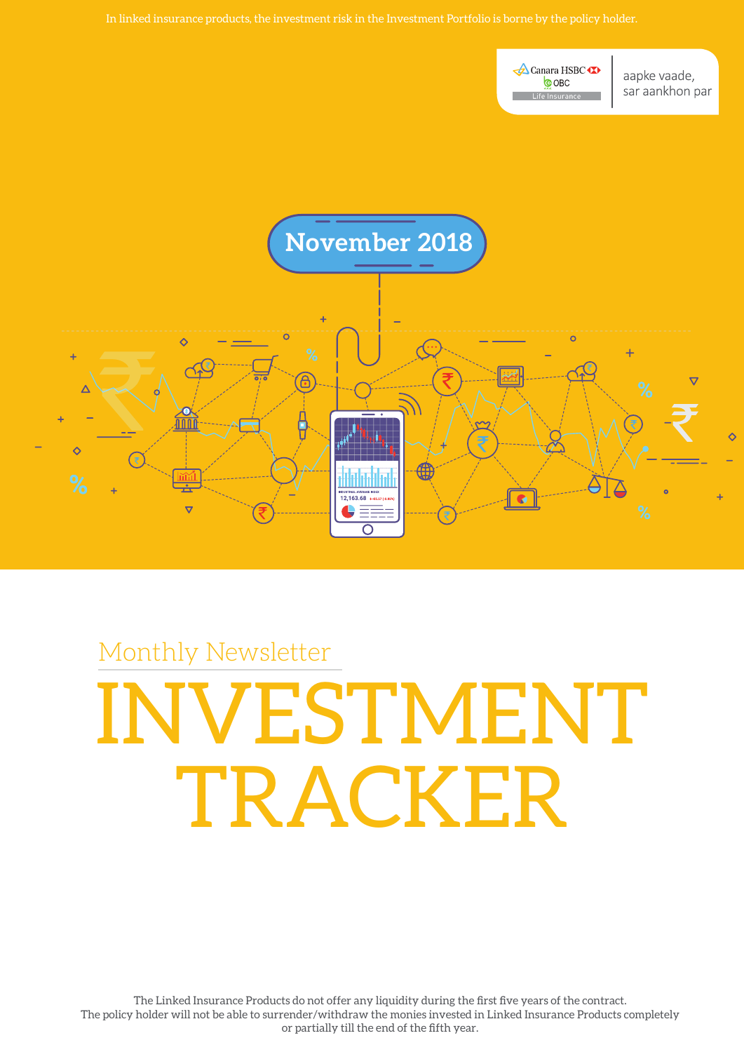In linked insurance products, the investment risk in the Investment Portfolio is borne by the policy holder.

Canara HSBC OBC Life Insurance

aapke vaade, sar aankhon par

November 2018

Monthly Newsletter

# INVESTMENT TRACKER

The Linked Insurance Products do not offer any liquidity during the first five years of the contract. The policy holder will not be able to surrender/withdraw the monies invested in Linked Insurance Products completely or partially till the end of the fifth year.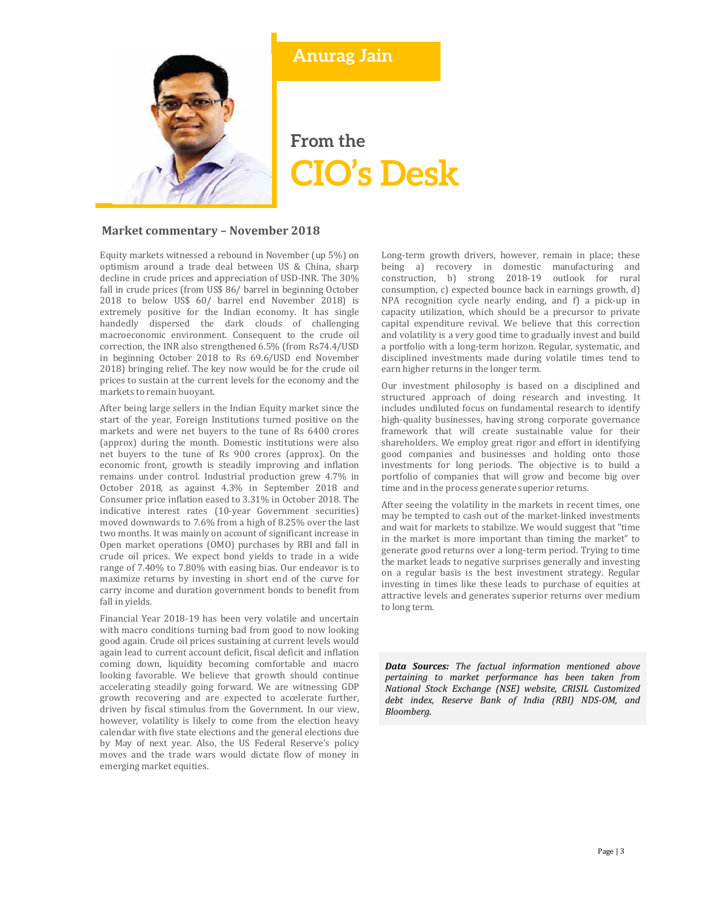**Anurag Jain**

From the

# CIO's Desk

## Market commentary – November 2018

Equity markets witnessed a rebound in November (up 5%) on optimism around a trade deal between US & China, sharp decline in crude prices and appreciation of USD-INR. The 30% fall in crude prices (from US$ 86/ barrel in beginning October 2018 to below US$ 60/ barrel end November 2018) is extremely positive for the Indian economy. It has single handedly dispersed the dark clouds of challenging macroeconomic environment. Consequent to the crude oil correction, the INR also strengthened 6.5% (from Rs74.4/USD in beginning October 2018 to Rs 69.6/USD end November 2018) bringing relief. The key now would be for the crude oil prices to sustain at the current levels for the economy and the markets to remain buoyant.

After being large sellers in the Indian Equity market since the start of the year, Foreign Institutions turned positive on the markets and were net buyers to the tune of Rs 6400 crores (approx) during the month. Domestic institutions were also net buyers to the tune of Rs 900 crores (approx). On the economic front, growth is steadily improving and inflation remains under control. Industrial production grew 4.7% in October 2018, as against 4.3% in September 2018 and Consumer price inflation eased to 3.31% in October 2018. The indicative interest rates (10-year Government securities) moved downwards to 7.6% from a high of 8.25% over the last two months. It was mainly on account of significant increase in Open market operations (OMO) purchases by RBI and fall in crude oil prices. We expect bond yields to trade in a wide range of 7.40% to 7.80% with easing bias. Our endeavor is to maximize returns by investing in short end of the curve for carry income and duration government bonds to benefit from fall in yields.

Financial Year 2018-19 has been very volatile and uncertain with macro conditions turning bad from good to now looking good again. Crude oil prices sustaining at current levels would again lead to current account deficit, fiscal deficit and inflation coming down, liquidity becoming comfortable and macro looking favorable. We believe that growth should continue accelerating steadily going forward. We are witnessing GDP growth recovering and are expected to accelerate further, driven by fiscal stimulus from the Government. In our view, however, volatility is likely to come from the election heavy calendar with five state elections and the general elections due by May of next year. Also, the US Federal Reserve's policy moves and the trade wars would dictate flow of money in emerging market equities.

Long-term growth drivers, however, remain in place; these being a) recovery in domestic manufacturing and construction, b) strong 2018-19 outlook for rural consumption, c) expected bounce back in earnings growth, d) NPA recognition cycle nearly ending, and f) a pick-up in capacity utilization, which should be a precursor to private capital expenditure revival. We believe that this correction and volatility is a very good time to gradually invest and build a portfolio with a long-term horizon. Regular, systematic, and disciplined investments made during volatile times tend to earn higher returns in the longer term.

Our investment philosophy is based on a disciplined and structured approach of doing research and investing. It includes undiluted focus on fundamental research to identify high-quality businesses, having strong corporate governance framework that will create sustainable value for their shareholders. We employ great rigor and effort in identifying good companies and businesses and holding onto those investments for long periods. The objective is to build a portfolio of companies that will grow and become big over time and in the process generate superior returns.

After seeing the volatility in the markets in recent times, one may be tempted to cash out of the market-linked investments and wait for markets to stabilize. We would suggest that "time in the market is more important than timing the market" to generate good returns over a long-term period. Trying to time the market leads to negative surprises generally and investing on a regular basis is the best investment strategy. Regular investing in times like these leads to purchase of equities at attractive levels and generates superior returns over medium to long term.

***Data Sources:*** *The factual information mentioned above pertaining to market performance has been taken from National Stock Exchange (NSE) website, CRISIL Customized debt index, Reserve Bank of India (RBI) NDS-OM, and Bloomberg.*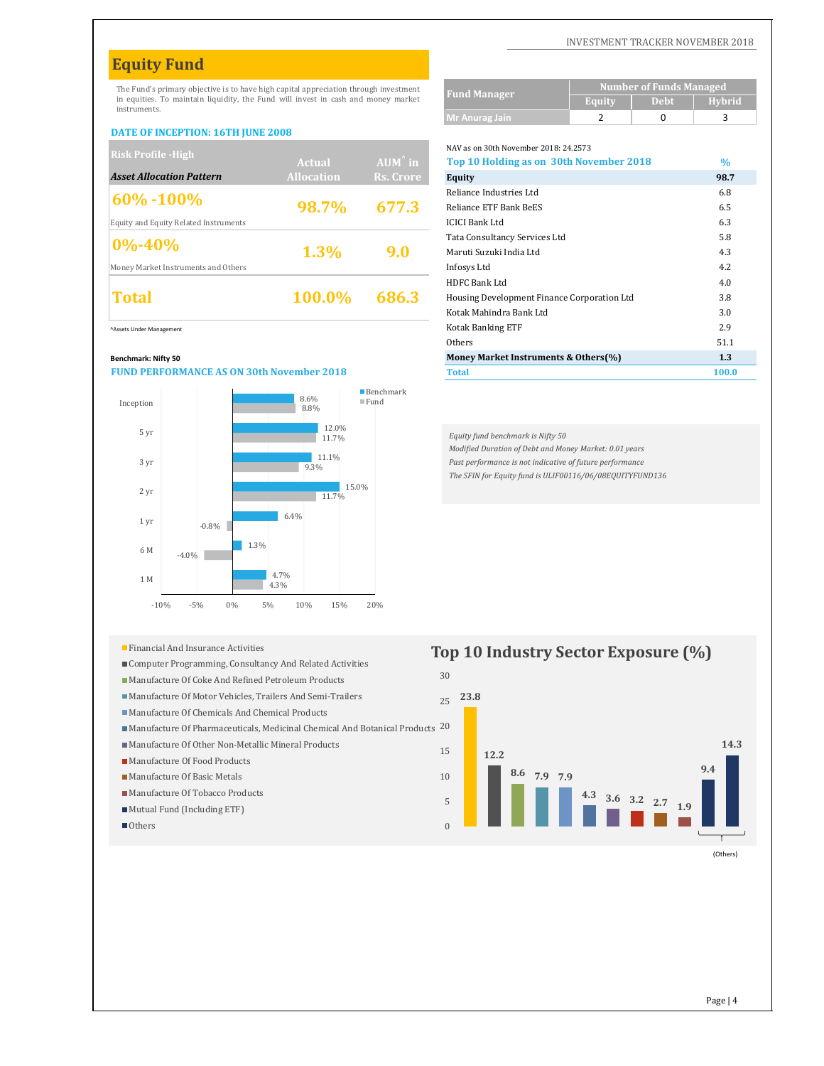# Equity Fund

The Fund's primary objective is to have high capital appreciation through investment in equities. To maintain liquidity, the Fund will invest in cash and money market instruments.

**DATE OF INCEPTION: 16TH JUNE 2008**

| Risk Profile -High *Asset Allocation Pattern* | Actual Allocation | AUM^ in Rs. Crore |
|---|---|---|
| **60% -100%** Equity and Equity Related Instruments | **98.7%** | **677.3** |
| **0%-40%** Money Market Instruments and Others | **1.3%** | **9.0** |
| **Total** | **100.0%** | **686.3** |

^Assets Under Management

| Fund Manager | Number of Funds Managed | | |
|---|---|---|---|
| | Equity | Debt | Hybrid |
| Mr Anurag Jain | 2 | 0 | 3 |

NAV as on 30th November 2018: 24.2573

| Top 10 Holding as on 30th November 2018 | % |
|---|---|
| **Equity** | **98.7** |
| Reliance Industries Ltd | 6.8 |
| Reliance ETF Bank BeES | 6.5 |
| ICICI Bank Ltd | 6.3 |
| Tata Consultancy Services Ltd | 5.8 |
| Maruti Suzuki India Ltd | 4.3 |
| Infosys Ltd | 4.2 |
| HDFC Bank Ltd | 4.0 |
| Housing Development Finance Corporation Ltd | 3.8 |
| Kotak Mahindra Bank Ltd | 3.0 |
| Kotak Banking ETF | 2.9 |
| Others | 51.1 |
| **Money Market Instruments & Others(%)** | **1.3** |
| **Total** | **100.0** |

**Benchmark: Nifty 50**

**FUND PERFORMANCE AS ON 30th November 2018**

Benchmark
Fund

Inception 8.6% 8.8%
5 yr 12.0% 11.7%
3 yr 11.1% 9.3%
2 yr 15.0% 11.7%
1 yr 6.4% -0.8%
6 M 1.3% -4.0%
1 M 4.7% 4.3%

-10% -5% 0% 5% 10% 15% 20%

*Equity fund benchmark is Nifty 50*
*Modified Duration of Debt and Money Market: 0.01 years*
*Past performance is not indicative of future performance*
*The SFIN for Equity fund is ULIF00116/06/08EQUITYFUND136*

## Top 10 Industry Sector Exposure (%)

- Financial And Insurance Activities
- Computer Programming, Consultancy And Related Activities
- Manufacture Of Coke And Refined Petroleum Products
- Manufacture Of Motor Vehicles, Trailers And Semi-Trailers
- Manufacture Of Chemicals And Chemical Products
- Manufacture Of Pharmaceuticals, Medicinal Chemical And Botanical Products
- Manufacture Of Other Non-Metallic Mineral Products
- Manufacture Of Food Products
- Manufacture Of Basic Metals
- Manufacture Of Tobacco Products
- Mutual Fund (Including ETF)
- Others

30 25 20 15 10 5 0

23.8 12.2 8.6 7.9 7.9 4.3 3.6 3.2 2.7 1.9 9.4 14.3

(Others)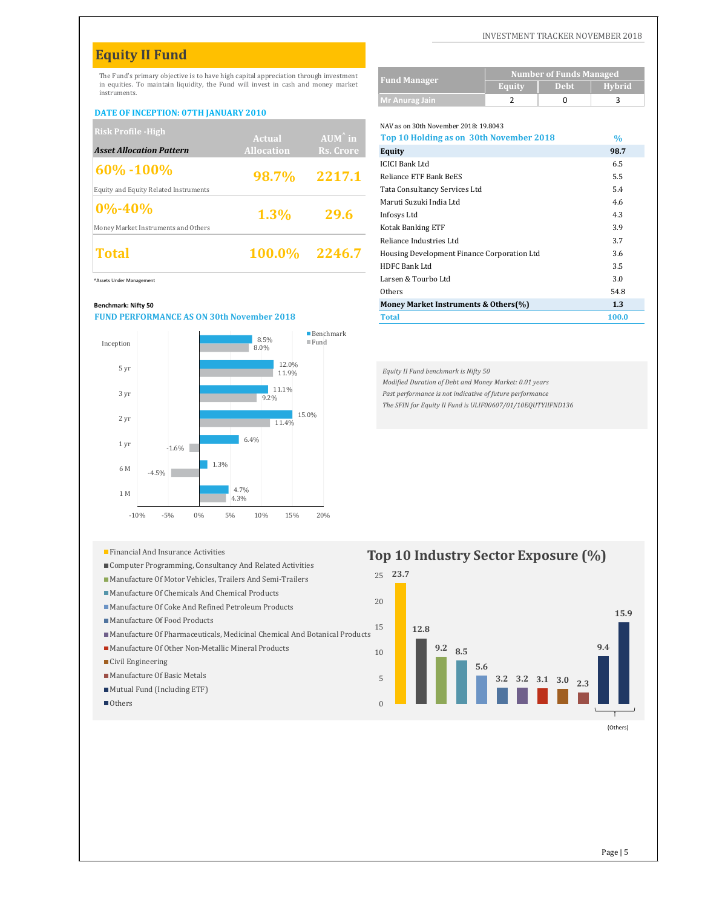# Equity II Fund

The Fund's primary objective is to have high capital appreciation through investment in equities. To maintain liquidity, the Fund will invest in cash and money market instruments.

| Fund Manager | Number of Funds Managed | | |
|---|---|---|---|
| | Equity | Debt | Hybrid |
| Mr Anurag Jain | 2 | 0 | 3 |

**DATE OF INCEPTION: 07TH JANUARY 2010**

| Risk Profile -High *Asset Allocation Pattern* | Actual Allocation | AUM^ in Rs. Crore |
|---|---|---|
| **60% -100%** Equity and Equity Related Instruments | 98.7% | 2217.1 |
| **0%-40%** Money Market Instruments and Others | 1.3% | 29.6 |
| **Total** | 100.0% | 2246.7 |

^Assets Under Management

NAV as on 30th November 2018: 19.8043

| Top 10 Holding as on 30th November 2018 | % |
|---|---|
| **Equity** | **98.7** |
| ICICI Bank Ltd | 6.5 |
| Reliance ETF Bank BeES | 5.5 |
| Tata Consultancy Services Ltd | 5.4 |
| Maruti Suzuki India Ltd | 4.6 |
| Infosys Ltd | 4.3 |
| Kotak Banking ETF | 3.9 |
| Reliance Industries Ltd | 3.7 |
| Housing Development Finance Corporation Ltd | 3.6 |
| HDFC Bank Ltd | 3.5 |
| Larsen & Toubro Ltd | 3.0 |
| Others | 54.8 |
| **Money Market Instruments & Others(%)** | **1.3** |
| **Total** | **100.0** |

**Benchmark: Nifty 50**

**FUND PERFORMANCE AS ON 30th November 2018**

Benchmark
Fund

Inception 8.5% 8.0%
5 yr 12.0% 11.9%
3 yr 11.1% 9.2%
2 yr 15.0% 11.4%
1 yr 6.4% -1.6%
6 M 1.3% -4.5%
1 M 4.7% 4.3%

-10% -5% 0% 5% 10% 15% 20%

*Equity II Fund benchmark is Nifty 50*
*Modified Duration of Debt and Money Market: 0.01 years*
*Past performance is not indicative of future performance*
*The SFIN for Equity II Fund is ULIF00607/01/10EQUTYIIFND136*

## Top 10 Industry Sector Exposure (%)

Financial And Insurance Activities
Computer Programming, Consultancy And Related Activities
Manufacture Of Motor Vehicles, Trailers And Semi-Trailers
Manufacture Of Chemicals And Chemical Products
Manufacture Of Coke And Refined Petroleum Products
Manufacture Of Food Products
Manufacture Of Pharmaceuticals, Medicinal Chemical And Botanical Products
Manufacture Of Other Non-Metallic Mineral Products
Civil Engineering
Manufacture Of Basic Metals
Mutual Fund (Including ETF)
Others

23.7 12.8 9.2 8.5 5.6 3.2 3.2 3.1 3.0 2.3 9.4 15.9

0 5 10 15 20 25

(Others)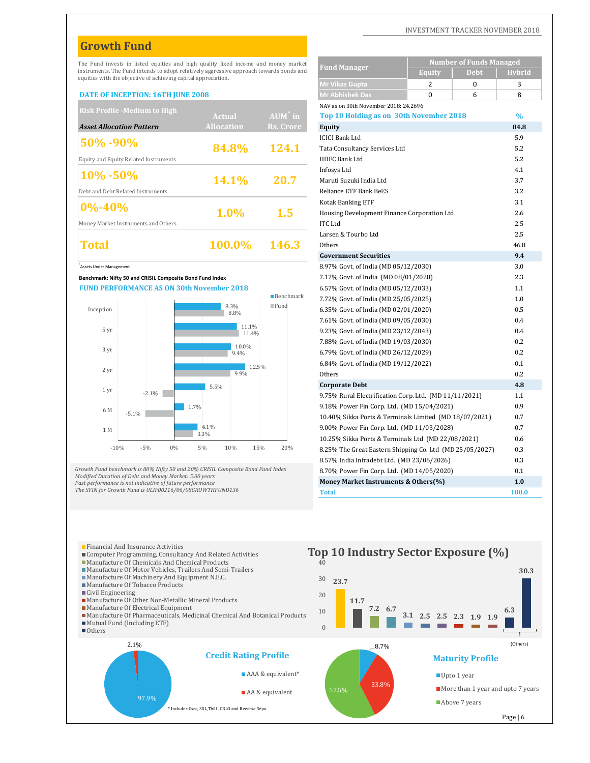# Growth Fund

The Fund invests in listed equities and high quality fixed income and money market instruments. The Fund intends to adopt relatively aggressive approach towards bonds and equities with the objective of achieving capital appreciation.

**DATE OF INCEPTION: 16TH JUNE 2008**

| Risk Profile -Medium to High<br>*Asset Allocation Pattern* | Actual Allocation | AUM^ in Rs. Crore |
|---|---|---|
| **50% -90%**<br>Equity and Equity Related Instruments | 84.8% | 124.1 |
| **10% -50%**<br>Debt and Debt Related Instruments | 14.1% | 20.7 |
| **0%-40%**<br>Money Market Instruments and Others | 1.0% | 1.5 |
| **Total** | 100.0% | 146.3 |

^Assets Under Management

**Benchmark: Nifty 50 and CRISIL Composite Bond Fund Index**

**FUND PERFORMANCE AS ON 30th November 2018**

Benchmark
Fund

Inception 8.3% 8.8%
5 yr 11.1% 11.4%
3 yr 10.0% 9.4%
2 yr 12.5% 9.9%
1 yr 5.5% -2.1%
6 M 1.7% -5.1%
1 M 4.1% 3.3%

-10% -5% 0% 5% 10% 15% 20%

*Growth Fund benchmark is 80% Nifty 50 and 20% CRISIL Composite Bond Fund Index*
*Modified Duration of Debt and Money Market: 5.00 years*
*Past performance is not indicative of future performance*
*The SFIN for Growth Fund is ULIF00216/06/08GROWTHFUND136*

| Fund Manager | Number of Funds Managed | | |
|---|---|---|---|
| | Equity | Debt | Hybrid |
| Mr Vikas Gupta | 2 | 0 | 3 |
| Mr Abhishek Das | 0 | 6 | 8 |

NAV as on 30th November 2018: 24.2696

| Top 10 Holding as on 30th November 2018 | % |
|---|---|
| **Equity** | **84.8** |
| ICICI Bank Ltd | 5.9 |
| Tata Consultancy Services Ltd | 5.2 |
| HDFC Bank Ltd | 5.2 |
| Infosys Ltd | 4.1 |
| Maruti Suzuki India Ltd | 3.7 |
| Reliance ETF Bank BeES | 3.2 |
| Kotak Banking ETF | 3.1 |
| Housing Development Finance Corporation Ltd | 2.6 |
| ITC Ltd | 2.5 |
| Larsen & Tourbo Ltd | 2.5 |
| Others | 46.8 |
| **Government Securities** | **9.4** |
| 8.97% Govt. of India (MD 05/12/2030) | 3.0 |
| 7.17% Govt. of India (MD 08/01/2028) | 2.3 |
| 6.57% Govt. of India (MD 05/12/2033) | 1.1 |
| 7.72% Govt. of India (MD 25/05/2025) | 1.0 |
| 6.35% Govt. of India (MD 02/01/2020) | 0.5 |
| 7.61% Govt. of India (MD 09/05/2030) | 0.4 |
| 9.23% Govt. of India (MD 23/12/2043) | 0.4 |
| 7.88% Govt. of India (MD 19/03/2030) | 0.2 |
| 6.79% Govt. of India (MD 26/12/2029) | 0.2 |
| 6.84% Govt. of India (MD 19/12/2022) | 0.1 |
| Others | 0.2 |
| **Corporate Debt** | **4.8** |
| 9.75% Rural Electrification Corp. Ltd. (MD 11/11/2021) | 1.1 |
| 9.18% Power Fin Corp. Ltd. (MD 15/04/2021) | 0.9 |
| 10.40% Sikka Ports & Terminals Limited (MD 18/07/2021) | 0.7 |
| 9.00% Power Fin Corp. Ltd. (MD 11/03/2028) | 0.7 |
| 10.25% Sikka Ports & Terminals Ltd (MD 22/08/2021) | 0.6 |
| 8.25% The Great Eastern Shipping Co. Ltd (MD 25/05/2027) | 0.3 |
| 8.57% India Infradebt Ltd. (MD 23/06/2026) | 0.3 |
| 8.70% Power Fin Corp. Ltd. (MD 14/05/2020) | 0.1 |
| **Money Market Instruments & Others(%)** | **1.0** |
| **Total** | **100.0** |

## Top 10 Industry Sector Exposure (%)

Financial And Insurance Activities
Computer Programming, Consultancy And Related Activities
Manufacture Of Chemicals And Chemical Products
Manufacture Of Motor Vehicles, Trailers And Semi-Trailers
Manufacture Of Machinery And Equipment N.E.C.
Manufacture Of Tobacco Products
Civil Engineering
Manufacture Of Other Non-Metallic Mineral Products
Manufacture Of Electrical Equipment
Manufacture Of Pharmaceuticals, Medicinal Chemical And Botanical Products
Mutual Fund (Including ETF)
Others

0 10 20 30 40

23.7 11.7 7.2 6.7 3.1 2.5 2.5 2.3 1.9 1.9 6.3 30.3

(Others)

## Credit Rating Profile

AAA & equivalent*
AA & equivalent

97.9%
2.1%

\* Includes Gsec, SDL,Tbill, CBLO and Reverse Repo

## Maturity Profile

Upto 1 year
More than 1 year and upto 7 years
Above 7 years

8.7%
33.8%
57.5%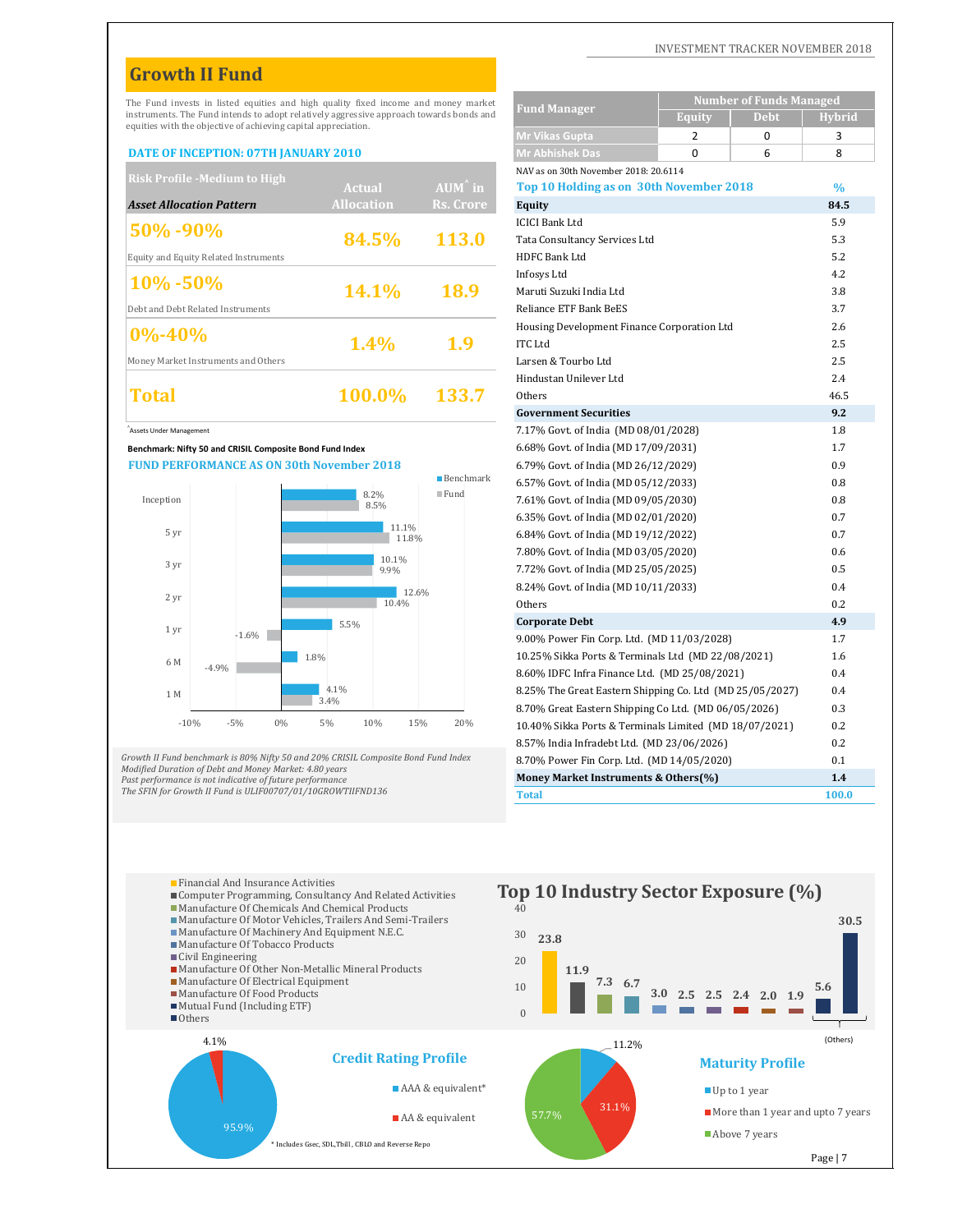# Growth II Fund

The Fund invests in listed equities and high quality fixed income and money market instruments. The Fund intends to adopt relatively aggressive approach towards bonds and equities with the objective of achieving capital appreciation.

**DATE OF INCEPTION: 07TH JANUARY 2010**

| Risk Profile -Medium to High / *Asset Allocation Pattern* | Actual Allocation | AUM^ in Rs. Crore |
|---|---|---|
| 50% -90% Equity and Equity Related Instruments | 84.5% | 113.0 |
| 10% -50% Debt and Debt Related Instruments | 14.1% | 18.9 |
| 0%-40% Money Market Instruments and Others | 1.4% | 1.9 |
| **Total** | **100.0%** | **133.7** |

^Assets Under Management

**Benchmark: Nifty 50 and CRISIL Composite Bond Fund Index**

**FUND PERFORMANCE AS ON 30th November 2018**

Benchmark
Fund

Inception 8.2% 8.5%
5 yr 11.1% 11.8%
3 yr 10.1% 9.9%
2 yr 12.6% 10.4%
1 yr 5.5% -1.6%
6 M 1.8% -4.9%
1 M 4.1% 3.4%

-10% -5% 0% 5% 10% 15% 20%

*Growth II Fund benchmark is 80% Nifty 50 and 20% CRISIL Composite Bond Fund Index*
*Modified Duration of Debt and Money Market: 4.80 years*
*Past performance is not indicative of future performance*
*The SFIN for Growth II Fund is ULIF00707/01/10GROWTIIFND136*

| Fund Manager | Number of Funds Managed | | |
|---|---|---|---|
| | Equity | Debt | Hybrid |
| Mr Vikas Gupta | 2 | 0 | 3 |
| Mr Abhishek Das | 0 | 6 | 8 |

NAV as on 30th November 2018: 20.6114

| Top 10 Holding as on 30th November 2018 | % |
|---|---|
| **Equity** | **84.5** |
| ICICI Bank Ltd | 5.9 |
| Tata Consultancy Services Ltd | 5.3 |
| HDFC Bank Ltd | 5.2 |
| Infosys Ltd | 4.2 |
| Maruti Suzuki India Ltd | 3.8 |
| Reliance ETF Bank BeES | 3.7 |
| Housing Development Finance Corporation Ltd | 2.6 |
| ITC Ltd | 2.5 |
| Larsen & Toubro Ltd | 2.5 |
| Hindustan Unilever Ltd | 2.4 |
| Others | 46.5 |
| **Government Securities** | **9.2** |
| 7.17% Govt. of India (MD 08/01/2028) | 1.8 |
| 6.68% Govt. of India (MD 17/09/2031) | 1.7 |
| 6.79% Govt. of India (MD 26/12/2029) | 0.9 |
| 6.57% Govt. of India (MD 05/12/2033) | 0.8 |
| 7.61% Govt. of India (MD 09/05/2030) | 0.8 |
| 6.35% Govt. of India (MD 02/01/2020) | 0.7 |
| 6.84% Govt. of India (MD 19/12/2022) | 0.7 |
| 7.80% Govt. of India (MD 03/05/2020) | 0.6 |
| 7.72% Govt. of India (MD 25/05/2025) | 0.5 |
| 8.24% Govt. of India (MD 10/11/2033) | 0.4 |
| Others | 0.2 |
| **Corporate Debt** | **4.9** |
| 9.00% Power Fin Corp. Ltd. (MD 11/03/2028) | 1.7 |
| 10.25% Sikka Ports & Terminals Ltd (MD 22/08/2021) | 1.6 |
| 8.60% IDFC Infra Finance Ltd. (MD 25/08/2021) | 0.4 |
| 8.25% The Great Eastern Shipping Co. Ltd (MD 25/05/2027) | 0.4 |
| 8.70% Great Eastern Shipping Co Ltd. (MD 06/05/2026) | 0.3 |
| 10.40% Sikka Ports & Terminals Limited (MD 18/07/2021) | 0.2 |
| 8.57% India Infradebt Ltd. (MD 23/06/2026) | 0.2 |
| 8.70% Power Fin Corp. Ltd. (MD 14/05/2020) | 0.1 |
| **Money Market Instruments & Others(%)** | **1.4** |
| **Total** | **100.0** |

## Top 10 Industry Sector Exposure (%)

Financial And Insurance Activities
Computer Programming, Consultancy And Related Activities
Manufacture Of Chemicals And Chemical Products
Manufacture Of Motor Vehicles, Trailers And Semi-Trailers
Manufacture Of Machinery And Equipment N.E.C.
Manufacture Of Tobacco Products
Civil Engineering
Manufacture Of Other Non-Metallic Mineral Products
Manufacture Of Electrical Equipment
Manufacture Of Food Products
Mutual Fund (Including ETF)
Others

23.8 11.9 7.3 6.7 3.0 2.5 2.5 2.4 2.0 1.9 5.6 30.5
(Others)

## Credit Rating Profile

AAA & equivalent* 95.9%
AA & equivalent 4.1%

\* Includes Gsec, SDL,Tbill, CBLO and Reverse Repo

## Maturity Profile

Up to 1 year 11.2%
More than 1 year and upto 7 years 31.1%
Above 7 years 57.7%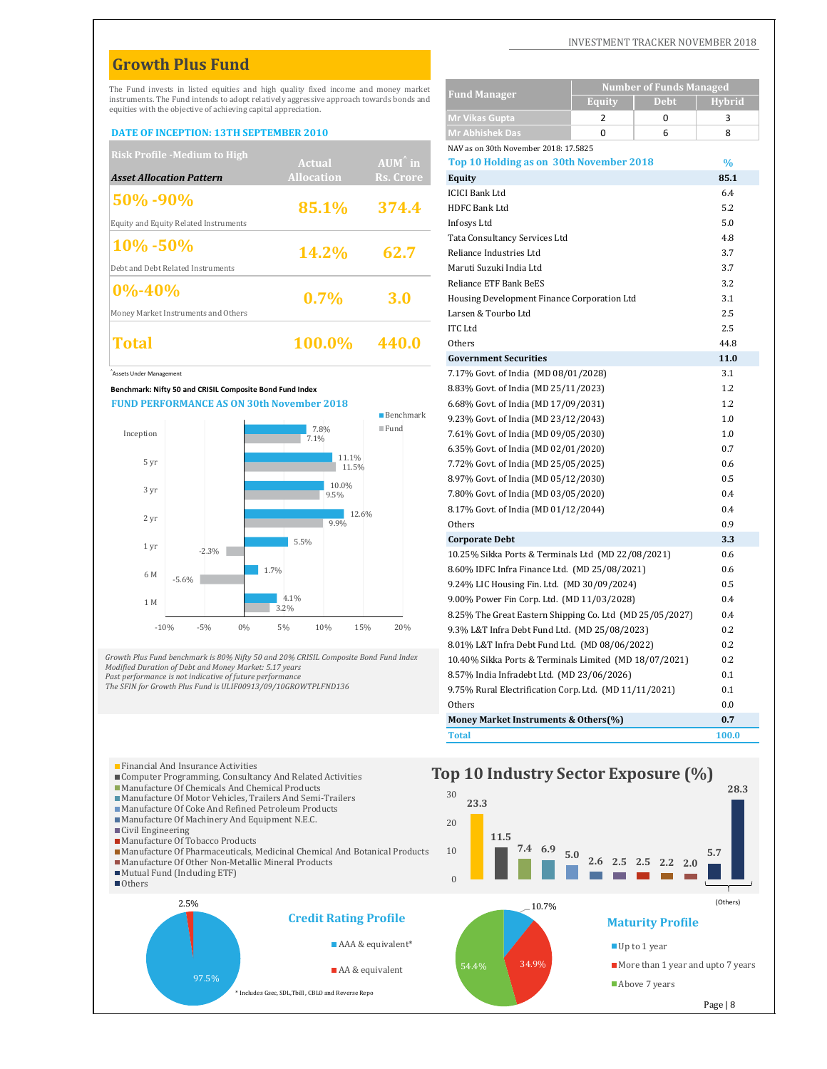# Growth Plus Fund

The Fund invests in listed equities and high quality fixed income and money market instruments. The Fund intends to adopt relatively aggressive approach towards bonds and equities with the objective of achieving capital appreciation.

**DATE OF INCEPTION: 13TH SEPTEMBER 2010**

| Risk Profile -Medium to High<br>*Asset Allocation Pattern* | Actual Allocation | AUM^ in Rs. Crore |
|---|---|---|
| **50% -90%**<br>Equity and Equity Related Instruments | 85.1% | 374.4 |
| **10% -50%**<br>Debt and Debt Related Instruments | 14.2% | 62.7 |
| **0%-40%**<br>Money Market Instruments and Others | 0.7% | 3.0 |
| **Total** | 100.0% | 440.0 |

^Assets Under Management

**Benchmark: Nifty 50 and CRISIL Composite Bond Fund Index**

**FUND PERFORMANCE AS ON 30th November 2018**

| Period | Benchmark | Fund |
|---|---|---|
| Inception | 7.8% | 7.1% |
| 5 yr | 11.1% | 11.5% |
| 3 yr | 10.0% | 9.5% |
| 2 yr | 12.6% | 9.9% |
| 1 yr | 5.5% | -2.3% |
| 6 M | 1.7% | -5.6% |
| 1 M | 4.1% | 3.2% |

*Growth Plus Fund benchmark is 80% Nifty 50 and 20% CRISIL Composite Bond Fund Index*
*Modified Duration of Debt and Money Market: 5.17 years*
*Past performance is not indicative of future performance*
*The SFIN for Growth Plus Fund is ULIF00913/09/10GROWTPLFND136*

| Fund Manager | Number of Funds Managed | | |
|---|---|---|---|
| | Equity | Debt | Hybrid |
| Mr Vikas Gupta | 2 | 0 | 3 |
| Mr Abhishek Das | 0 | 6 | 8 |

NAV as on 30th November 2018: 17.5825

| Top 10 Holding as on 30th November 2018 | % |
|---|---|
| **Equity** | **85.1** |
| ICICI Bank Ltd | 6.4 |
| HDFC Bank Ltd | 5.2 |
| Infosys Ltd | 5.0 |
| Tata Consultancy Services Ltd | 4.8 |
| Reliance Industries Ltd | 3.7 |
| Maruti Suzuki India Ltd | 3.7 |
| Reliance ETF Bank BeES | 3.2 |
| Housing Development Finance Corporation Ltd | 3.1 |
| Larsen & Tourbo Ltd | 2.5 |
| ITC Ltd | 2.5 |
| Others | 44.8 |
| **Government Securities** | **11.0** |
| 7.17% Govt. of India (MD 08/01/2028) | 3.1 |
| 8.83% Govt. of India (MD 25/11/2023) | 1.2 |
| 6.68% Govt. of India (MD 17/09/2031) | 1.2 |
| 9.23% Govt. of India (MD 23/12/2043) | 1.0 |
| 7.61% Govt. of India (MD 09/05/2030) | 1.0 |
| 6.35% Govt. of India (MD 02/01/2020) | 0.7 |
| 7.72% Govt. of India (MD 25/05/2025) | 0.6 |
| 8.97% Govt. of India (MD 05/12/2030) | 0.5 |
| 7.80% Govt. of India (MD 03/05/2020) | 0.4 |
| 8.17% Govt. of India (MD 01/12/2044) | 0.4 |
| Others | 0.9 |
| **Corporate Debt** | **3.3** |
| 10.25% Sikka Ports & Terminals Ltd (MD 22/08/2021) | 0.6 |
| 8.60% IDFC Infra Finance Ltd. (MD 25/08/2021) | 0.6 |
| 9.24% LIC Housing Fin. Ltd. (MD 30/09/2024) | 0.5 |
| 9.00% Power Fin Corp. Ltd. (MD 11/03/2028) | 0.4 |
| 8.25% The Great Eastern Shipping Co. Ltd (MD 25/05/2027) | 0.4 |
| 9.3% L&T Infra Debt Fund Ltd. (MD 25/08/2023) | 0.2 |
| 8.01% L&T Infra Debt Fund Ltd. (MD 08/06/2022) | 0.2 |
| 10.40% Sikka Ports & Terminals Limited (MD 18/07/2021) | 0.2 |
| 8.57% India Infradebt Ltd. (MD 23/06/2026) | 0.1 |
| 9.75% Rural Electrification Corp. Ltd. (MD 11/11/2021) | 0.1 |
| Others | 0.0 |
| **Money Market Instruments & Others(%)** | **0.7** |
| **Total** | **100.0** |

## Top 10 Industry Sector Exposure (%)

| Sector | % |
|---|---|
| Financial And Insurance Activities | 23.3 |
| Computer Programming, Consultancy And Related Activities | 11.5 |
| Manufacture Of Chemicals And Chemical Products | 7.4 |
| Manufacture Of Motor Vehicles, Trailers And Semi-Trailers | 6.9 |
| Manufacture Of Coke And Refined Petroleum Products | 5.0 |
| Manufacture Of Machinery And Equipment N.E.C. | 2.6 |
| Civil Engineering | 2.5 |
| Manufacture Of Tobacco Products | 2.5 |
| Manufacture Of Pharmaceuticals, Medicinal Chemical And Botanical Products | 2.2 |
| Manufacture Of Other Non-Metallic Mineral Products | 2.0 |
| Mutual Fund (Including ETF) | 5.7 |
| Others | 28.3 |

## Credit Rating Profile

| Rating | % |
|---|---|
| AAA & equivalent* | 97.5% |
| AA & equivalent | 2.5% |

\* Includes Gsec, SDL, Tbill, CBLO and Reverse Repo

## Maturity Profile

| Maturity | % |
|---|---|
| Up to 1 year | 10.7% |
| More than 1 year and upto 7 years | 34.9% |
| Above 7 years | 54.4% |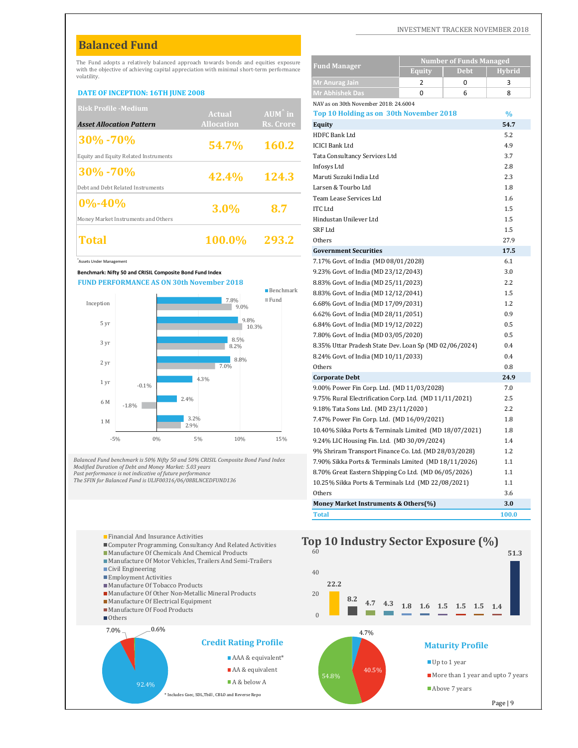# Balanced Fund

The Fund adopts a relatively balanced approach towards bonds and equities exposure with the objective of achieving capital appreciation with minimal short-term performance volatility.

**DATE OF INCEPTION: 16TH JUNE 2008**

| Risk Profile -Medium<br>*Asset Allocation Pattern* | Actual Allocation | AUM^ in Rs. Crore |
|---|---|---|
| **30% -70%**<br>Equity and Equity Related Instruments | **54.7%** | **160.2** |
| **30% -70%**<br>Debt and Debt Related Instruments | **42.4%** | **124.3** |
| **0%-40%**<br>Money Market Instruments and Others | **3.0%** | **8.7** |
| **Total** | **100.0%** | **293.2** |

^Assets Under Management

| Fund Manager | Number of Funds Managed | | |
|---|---|---|---|
| | Equity | Debt | Hybrid |
| Mr Anurag Jain | 2 | 0 | 3 |
| Mr Abhishek Das | 0 | 6 | 8 |

NAV as on 30th November 2018: 24.6004

**Benchmark: Nifty 50 and CRISIL Composite Bond Fund Index**

**FUND PERFORMANCE AS ON 30th November 2018**

Benchmark
Fund

Inception 7.8% 9.0%
5 yr 9.8% 10.3%
3 yr 8.5% 8.2%
2 yr 8.8% 7.0%
1 yr 4.3% -0.1%
6 M 2.4% -1.8%
1 M 3.2% 2.9%

-5% 0% 5% 10% 15%

*Balanced Fund benchmark is 50% Nifty 50 and 50% CRISIL Composite Bond Fund Index*
*Modified Duration of Debt and Money Market: 5.03 years*
*Past performance is not indicative of future performance*
*The SFIN for Balanced Fund is ULIF00316/06/08BLNCEDFUND136*

| Top 10 Holding as on 30th November 2018 | % |
|---|---|
| **Equity** | **54.7** |
| HDFC Bank Ltd | 5.2 |
| ICICI Bank Ltd | 4.9 |
| Tata Consultancy Services Ltd | 3.7 |
| Infosys Ltd | 2.8 |
| Maruti Suzuki India Ltd | 2.3 |
| Larsen & Tourbo Ltd | 1.8 |
| Team Lease Services Ltd | 1.6 |
| ITC Ltd | 1.5 |
| Hindustan Unilever Ltd | 1.5 |
| SRF Ltd | 1.5 |
| Others | 27.9 |
| **Government Securities** | **17.5** |
| 7.17% Govt. of India (MD 08/01/2028) | 6.1 |
| 9.23% Govt. of India (MD 23/12/2043) | 3.0 |
| 8.83% Govt. of India (MD 25/11/2023) | 2.2 |
| 8.83% Govt. of India (MD 12/12/2041) | 1.5 |
| 6.68% Govt. of India (MD 17/09/2031) | 1.2 |
| 6.62% Govt. of India (MD 28/11/2051) | 0.9 |
| 6.84% Govt. of India (MD 19/12/2022) | 0.5 |
| 7.80% Govt. of India (MD 03/05/2020) | 0.5 |
| 8.35% Uttar Pradesh State Dev. Loan Sp (MD 02/06/2024) | 0.4 |
| 8.24% Govt. of India (MD 10/11/2033) | 0.4 |
| Others | 0.8 |
| **Corporate Debt** | **24.9** |
| 9.00% Power Fin Corp. Ltd. (MD 11/03/2028) | 7.0 |
| 9.75% Rural Electrification Corp. Ltd. (MD 11/11/2021) | 2.5 |
| 9.18% Tata Sons Ltd. (MD 23/11/2020 ) | 2.2 |
| 7.47% Power Fin Corp. Ltd. (MD 16/09/2021) | 1.8 |
| 10.40% Sikka Ports & Terminals Limited (MD 18/07/2021) | 1.8 |
| 9.24% LIC Housing Fin. Ltd. (MD 30/09/2024) | 1.4 |
| 9% Shriram Transport Finance Co. Ltd. (MD 28/03/2028) | 1.2 |
| 7.90% Sikka Ports & Terminals Limited (MD 18/11/2026) | 1.1 |
| 8.70% Great Eastern Shipping Co Ltd. (MD 06/05/2026) | 1.1 |
| 10.25% Sikka Ports & Terminals Ltd (MD 22/08/2021) | 1.1 |
| Others | 3.6 |
| **Money Market Instruments & Others(%)** | **3.0** |
| **Total** | **100.0** |

## Top 10 Industry Sector Exposure (%)

Financial And Insurance Activities
Computer Programming, Consultancy And Related Activities
Manufacture Of Chemicals And Chemical Products
Manufacture Of Motor Vehicles, Trailers And Semi-Trailers
Civil Engineering
Employment Activities
Manufacture Of Tobacco Products
Manufacture Of Other Non-Metallic Mineral Products
Manufacture Of Electrical Equipment
Manufacture Of Food Products
Others

0 20 40 60

22.2 8.2 4.7 4.3 1.8 1.6 1.5 1.5 1.5 1.4 51.3

## Credit Rating Profile

AAA & equivalent*
AA & equivalent
A & below A

92.4% 7.0% 0.6%

\* Includes Gsec, SDL,Tbill, CBLO and Reverse Repo

## Maturity Profile

Up to 1 year
More than 1 year and upto 7 years
Above 7 years

4.7% 40.5% 54.8%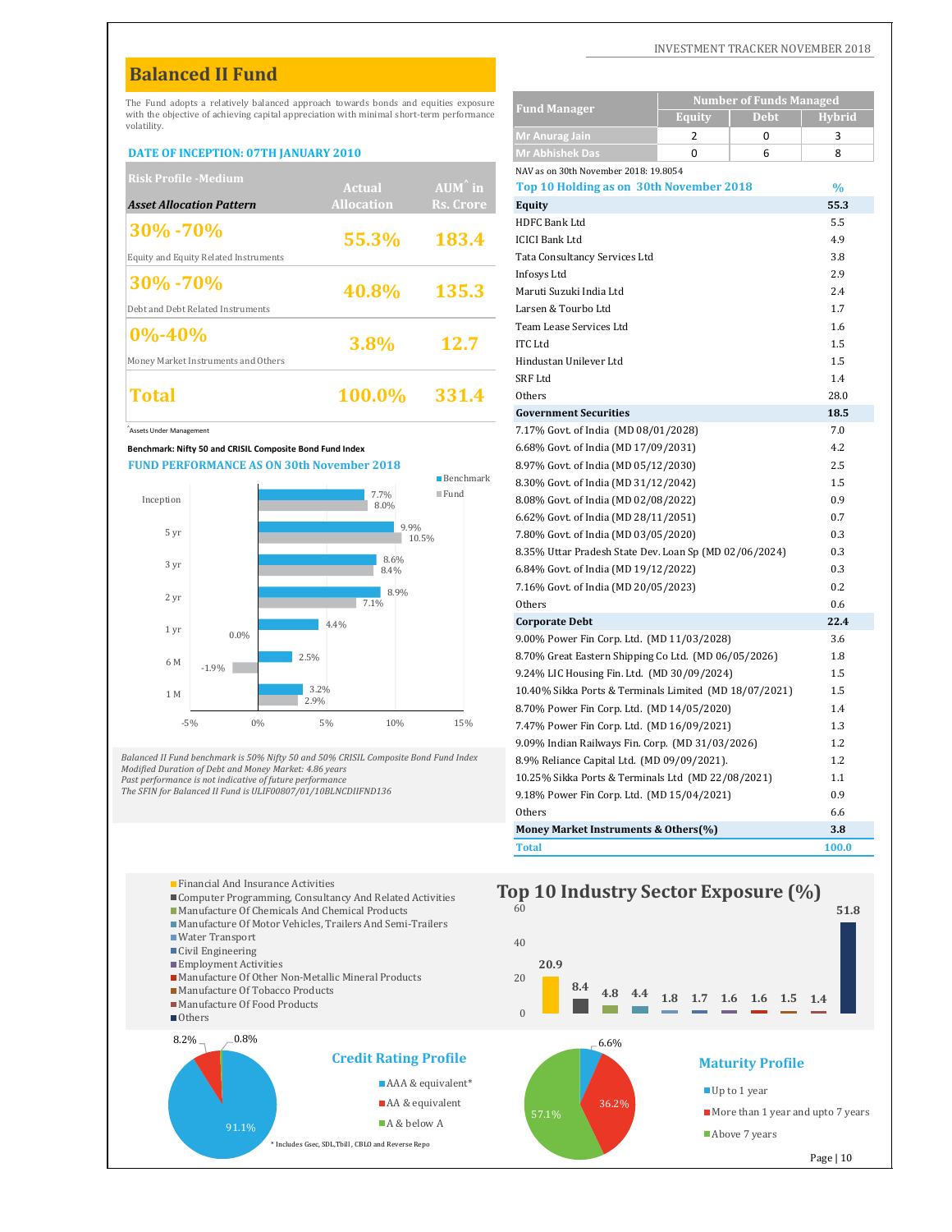# Balanced II Fund

The Fund adopts a relatively balanced approach towards bonds and equities exposure with the objective of achieving capital appreciation with minimal short-term performance volatility.

**DATE OF INCEPTION: 07TH JANUARY 2010**

| Risk Profile -Medium | Actual Allocation | AUM^ in Rs. Crore |
|---|---|---|
| ***Asset Allocation Pattern*** | | |
| **30% -70%** Equity and Equity Related Instruments | 55.3% | 183.4 |
| **30% -70%** Debt and Debt Related Instruments | 40.8% | 135.3 |
| **0%-40%** Money Market Instruments and Others | 3.8% | 12.7 |
| **Total** | 100.0% | 331.4 |

^Assets Under Management

**Benchmark: Nifty 50 and CRISIL Composite Bond Fund Index**

**FUND PERFORMANCE AS ON 30th November 2018**

Benchmark
Fund

Inception 7.7% 8.0%
5 yr 9.9% 10.5%
3 yr 8.6% 8.4%
2 yr 8.9% 7.1%
1 yr 4.4% 0.0%
6 M 2.5% -1.9%
1 M 3.2% 2.9%

-5% 0% 5% 10% 15%

*Balanced II Fund benchmark is 50% Nifty 50 and 50% CRISIL Composite Bond Fund Index*
*Modified Duration of Debt and Money Market: 4.86 years*
*Past performance is not indicative of future performance*
*The SFIN for Balanced II Fund is ULIF00807/01/10BLNCDIIFND136*

| Fund Manager | Number of Funds Managed | | |
|---|---|---|---|
| | Equity | Debt | Hybrid |
| Mr Anurag Jain | 2 | 0 | 3 |
| Mr Abhishek Das | 0 | 6 | 8 |

NAV as on 30th November 2018: 19.8054

| Top 10 Holding as on 30th November 2018 | % |
|---|---|
| **Equity** | **55.3** |
| HDFC Bank Ltd | 5.5 |
| ICICI Bank Ltd | 4.9 |
| Tata Consultancy Services Ltd | 3.8 |
| Infosys Ltd | 2.9 |
| Maruti Suzuki India Ltd | 2.4 |
| Larsen & Tourbo Ltd | 1.7 |
| Team Lease Services Ltd | 1.6 |
| ITC Ltd | 1.5 |
| Hindustan Unilever Ltd | 1.5 |
| SRF Ltd | 1.4 |
| Others | 28.0 |
| **Government Securities** | **18.5** |
| 7.17% Govt. of India (MD 08/01/2028) | 7.0 |
| 6.68% Govt. of India (MD 17/09/2031) | 4.2 |
| 8.97% Govt. of India (MD 05/12/2030) | 2.5 |
| 8.30% Govt. of India (MD 31/12/2042) | 1.5 |
| 8.08% Govt. of India (MD 02/08/2022) | 0.9 |
| 6.62% Govt. of India (MD 28/11/2051) | 0.7 |
| 7.80% Govt. of India (MD 03/05/2020) | 0.3 |
| 8.35% Uttar Pradesh State Dev. Loan Sp (MD 02/06/2024) | 0.3 |
| 6.84% Govt. of India (MD 19/12/2022) | 0.3 |
| 7.16% Govt. of India (MD 20/05/2023) | 0.2 |
| Others | 0.6 |
| **Corporate Debt** | **22.4** |
| 9.00% Power Fin Corp. Ltd. (MD 11/03/2028) | 3.6 |
| 8.70% Great Eastern Shipping Co Ltd. (MD 06/05/2026) | 1.8 |
| 9.24% LIC Housing Fin. Ltd. (MD 30/09/2024) | 1.5 |
| 10.40% Sikka Ports & Terminals Limited (MD 18/07/2021) | 1.5 |
| 8.70% Power Fin Corp. Ltd. (MD 14/05/2020) | 1.4 |
| 7.47% Power Fin Corp. Ltd. (MD 16/09/2021) | 1.3 |
| 9.09% Indian Railways Fin. Corp. (MD 31/03/2026) | 1.2 |
| 8.9% Reliance Capital Ltd. (MD 09/09/2021). | 1.2 |
| 10.25% Sikka Ports & Terminals Ltd (MD 22/08/2021) | 1.1 |
| 9.18% Power Fin Corp. Ltd. (MD 15/04/2021) | 0.9 |
| Others | 6.6 |
| **Money Market Instruments & Others(%)** | **3.8** |
| **Total** | **100.0** |

## Top 10 Industry Sector Exposure (%)

Financial And Insurance Activities 20.9
Computer Programming, Consultancy And Related Activities 8.4
Manufacture Of Chemicals And Chemical Products 4.8
Manufacture Of Motor Vehicles, Trailers And Semi-Trailers 4.4
Water Transport 1.8
Civil Engineering 1.7
Employment Activities 1.6
Manufacture Of Other Non-Metallic Mineral Products 1.6
Manufacture Of Tobacco Products 1.5
Manufacture Of Food Products 1.4
Others 51.8

## Credit Rating Profile

AAA & equivalent* 91.1%
AA & equivalent 8.2%
A & below A 0.8%

\* Includes Gsec, SDL,Tbill, CBLO and Reverse Repo

## Maturity Profile

Up to 1 year 6.6%
More than 1 year and upto 7 years 36.2%
Above 7 years 57.1%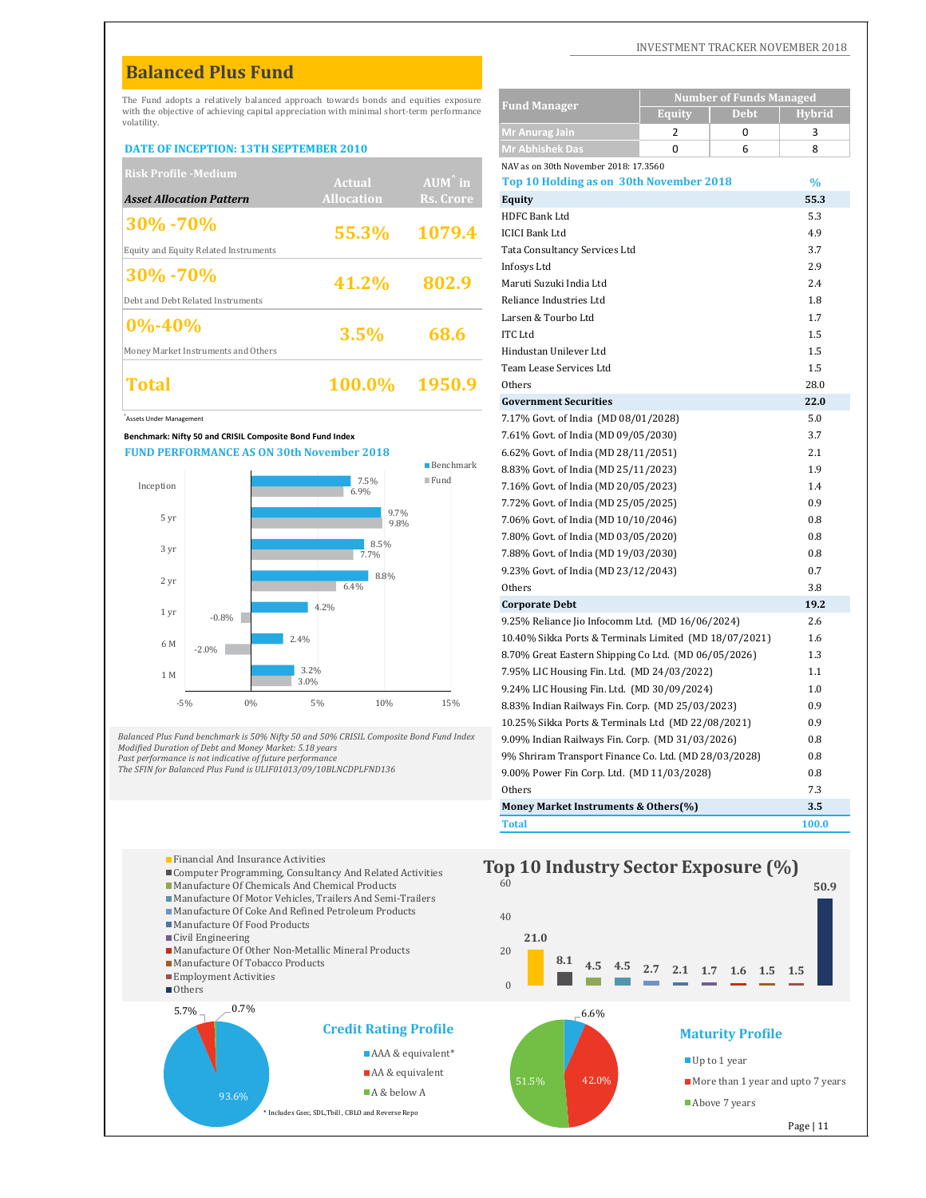# Balanced Plus Fund

The Fund adopts a relatively balanced approach towards bonds and equities exposure with the objective of achieving capital appreciation with minimal short-term performance volatility.

**DATE OF INCEPTION: 13TH SEPTEMBER 2010**

| Risk Profile -Medium | | |
|---|---|---|
| **Asset Allocation Pattern** | **Actual Allocation** | **AUM^ in Rs. Crore** |
| **30% -70%** Equity and Equity Related Instruments | 55.3% | 1079.4 |
| **30% -70%** Debt and Debt Related Instruments | 41.2% | 802.9 |
| **0%-40%** Money Market Instruments and Others | 3.5% | 68.6 |
| **Total** | 100.0% | 1950.9 |

^Assets Under Management

| Fund Manager | Number of Funds Managed | | |
|---|---|---|---|
| | Equity | Debt | Hybrid |
| Mr Anurag Jain | 2 | 0 | 3 |
| Mr Abhishek Das | 0 | 6 | 8 |

NAV as on 30th November 2018: 17.3560

**Benchmark: Nifty 50 and CRISIL Composite Bond Fund Index**

**FUND PERFORMANCE AS ON 30th November 2018**

Benchmark
Fund

Inception 7.5% 6.9%
5 yr 9.7% 9.8%
3 yr 8.5% 7.7%
2 yr 8.8% 6.4%
1 yr 4.2% -0.8%
6 M 2.4% -2.0%
1 M 3.2% 3.0%

-5% 0% 5% 10% 15%

*Balanced Plus Fund benchmark is 50% Nifty 50 and 50% CRISIL Composite Bond Fund Index*
*Modified Duration of Debt and Money Market: 5.18 years*
*Past performance is not indicative of future performance*
*The SFIN for Balanced Plus Fund is ULIF01013/09/10BLNCDPLFND136*

| Top 10 Holding as on 30th November 2018 | % |
|---|---|
| **Equity** | **55.3** |
| HDFC Bank Ltd | 5.3 |
| ICICI Bank Ltd | 4.9 |
| Tata Consultancy Services Ltd | 3.7 |
| Infosys Ltd | 2.9 |
| Maruti Suzuki India Ltd | 2.4 |
| Reliance Industries Ltd | 1.8 |
| Larsen & Tourbo Ltd | 1.7 |
| ITC Ltd | 1.5 |
| Hindustan Unilever Ltd | 1.5 |
| Team Lease Services Ltd | 1.5 |
| Others | 28.0 |
| **Government Securities** | **22.0** |
| 7.17% Govt. of India (MD 08/01/2028) | 5.0 |
| 7.61% Govt. of India (MD 09/05/2030) | 3.7 |
| 6.62% Govt. of India (MD 28/11/2051) | 2.1 |
| 8.83% Govt. of India (MD 25/11/2023) | 1.9 |
| 7.16% Govt. of India (MD 20/05/2023) | 1.4 |
| 7.72% Govt. of India (MD 25/05/2025) | 0.9 |
| 7.06% Govt. of India (MD 10/10/2046) | 0.8 |
| 7.80% Govt. of India (MD 03/05/2020) | 0.8 |
| 7.88% Govt. of India (MD 19/03/2030) | 0.8 |
| 9.23% Govt. of India (MD 23/12/2043) | 0.7 |
| Others | 3.8 |
| **Corporate Debt** | **19.2** |
| 9.25% Reliance Jio Infocomm Ltd. (MD 16/06/2024) | 2.6 |
| 10.40% Sikka Ports & Terminals Limited (MD 18/07/2021) | 1.6 |
| 8.70% Great Eastern Shipping Co Ltd. (MD 06/05/2026) | 1.3 |
| 7.95% LIC Housing Fin. Ltd. (MD 24/03/2022) | 1.1 |
| 9.24% LIC Housing Fin. Ltd. (MD 30/09/2024) | 1.0 |
| 8.83% Indian Railways Fin. Corp. (MD 25/03/2023) | 0.9 |
| 10.25% Sikka Ports & Terminals Ltd (MD 22/08/2021) | 0.9 |
| 9.09% Indian Railways Fin. Corp. (MD 31/03/2026) | 0.8 |
| 9% Shriram Transport Finance Co. Ltd. (MD 28/03/2028) | 0.8 |
| 9.00% Power Fin Corp. Ltd. (MD 11/03/2028) | 0.8 |
| Others | 7.3 |
| **Money Market Instruments & Others(%)** | **3.5** |
| **Total** | **100.0** |

## Top 10 Industry Sector Exposure (%)

Financial And Insurance Activities
Computer Programming, Consultancy And Related Activities
Manufacture Of Chemicals And Chemical Products
Manufacture Of Motor Vehicles, Trailers And Semi-Trailers
Manufacture Of Coke And Refined Petroleum Products
Manufacture Of Food Products
Civil Engineering
Manufacture Of Other Non-Metallic Mineral Products
Manufacture Of Tobacco Products
Employment Activities
Others

60 40 20 0

21.0 8.1 4.5 4.5 2.7 2.1 1.7 1.6 1.5 1.5 50.9

## Credit Rating Profile

AAA & equivalent*
AA & equivalent
A & below A

93.6% 5.7% 0.7%

\* Includes Gsec, SDL,Tbill , CBLO and Reverse Repo

## Maturity Profile

Up to 1 year
More than 1 year and upto 7 years
Above 7 years

6.6% 42.0% 51.5%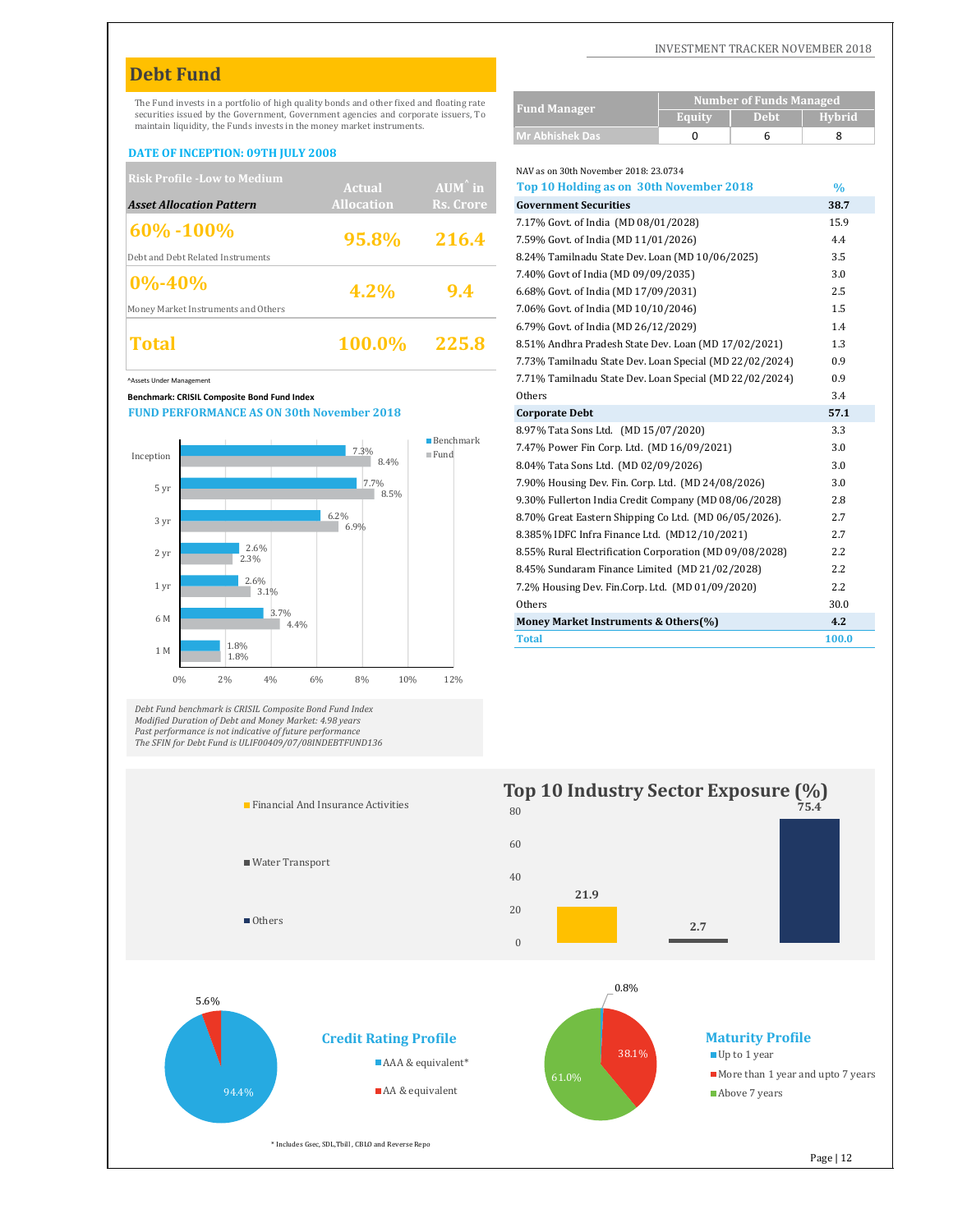# Debt Fund

The Fund invests in a portfolio of high quality bonds and other fixed and floating rate securities issued by the Government, Government agencies and corporate issuers, To maintain liquidity, the Funds invests in the money market instruments.

**DATE OF INCEPTION: 09TH JULY 2008**

| Risk Profile -Low to Medium | | |
|---|---|---|
| ***Asset Allocation Pattern*** | **Actual Allocation** | **AUM^ in Rs. Crore** |
| **60% -100%** Debt and Debt Related Instruments | **95.8%** | **216.4** |
| **0%-40%** Money Market Instruments and Others | **4.2%** | **9.4** |
| **Total** | **100.0%** | **225.8** |

^Assets Under Management

**Benchmark: CRISIL Composite Bond Fund Index**

**FUND PERFORMANCE AS ON 30th November 2018**

Benchmark
Fund

Inception 7.3% 8.4%
5 yr 7.7% 8.5%
3 yr 6.2% 6.9%
2 yr 2.6% 2.3%
1 yr 2.6% 3.1%
6 M 3.7% 4.4%
1 M 1.8% 1.8%

0% 2% 4% 6% 8% 10% 12%

*Debt Fund benchmark is CRISIL Composite Bond Fund Index*
*Modified Duration of Debt and Money Market: 4.98 years*
*Past performance is not indicative of future performance*
*The SFIN for Debt Fund is ULIF00409/07/08INDEBTFUND136*

| Fund Manager | Number of Funds Managed | | |
|---|---|---|---|
| | Equity | Debt | Hybrid |
| Mr Abhishek Das | 0 | 6 | 8 |

NAV as on 30th November 2018: 23.0734

| Top 10 Holding as on 30th November 2018 | % |
|---|---|
| **Government Securities** | **38.7** |
| 7.17% Govt. of India (MD 08/01/2028) | 15.9 |
| 7.59% Govt. of India (MD 11/01/2026) | 4.4 |
| 8.24% Tamilnadu State Dev. Loan (MD 10/06/2025) | 3.5 |
| 7.40% Govt of India (MD 09/09/2035) | 3.0 |
| 6.68% Govt. of India (MD 17/09/2031) | 2.5 |
| 7.06% Govt. of India (MD 10/10/2046) | 1.5 |
| 6.79% Govt. of India (MD 26/12/2029) | 1.4 |
| 8.51% Andhra Pradesh State Dev. Loan (MD 17/02/2021) | 1.3 |
| 7.73% Tamilnadu State Dev. Loan Special (MD 22/02/2024) | 0.9 |
| 7.71% Tamilnadu State Dev. Loan Special (MD 22/02/2024) | 0.9 |
| Others | 3.4 |
| **Corporate Debt** | **57.1** |
| 8.97% Tata Sons Ltd. (MD 15/07/2020) | 3.3 |
| 7.47% Power Fin Corp. Ltd. (MD 16/09/2021) | 3.0 |
| 8.04% Tata Sons Ltd. (MD 02/09/2026) | 3.0 |
| 7.90% Housing Dev. Fin. Corp. Ltd. (MD 24/08/2026) | 3.0 |
| 9.30% Fullerton India Credit Company (MD 08/06/2028) | 2.8 |
| 8.70% Great Eastern Shipping Co Ltd. (MD 06/05/2026). | 2.7 |
| 8.385% IDFC Infra Finance Ltd. (MD12/10/2021) | 2.7 |
| 8.55% Rural Electrification Corporation (MD 09/08/2028) | 2.2 |
| 8.45% Sundaram Finance Limited (MD 21/02/2028) | 2.2 |
| 7.2% Housing Dev. Fin.Corp. Ltd. (MD 01/09/2020) | 2.2 |
| Others | 30.0 |
| **Money Market Instruments & Others(%)** | **4.2** |
| **Total** | **100.0** |

## Top 10 Industry Sector Exposure (%)

Financial And Insurance Activities
Water Transport
Others

21.9
2.7
75.4

0 20 40 60 80

## Credit Rating Profile

AAA & equivalent*
AA & equivalent

94.4%
5.6%

\* Includes Gsec, SDL,Tbill , CBLO and Reverse Repo

## Maturity Profile

Up to 1 year
More than 1 year and upto 7 years
Above 7 years

0.8%
38.1%
61.0%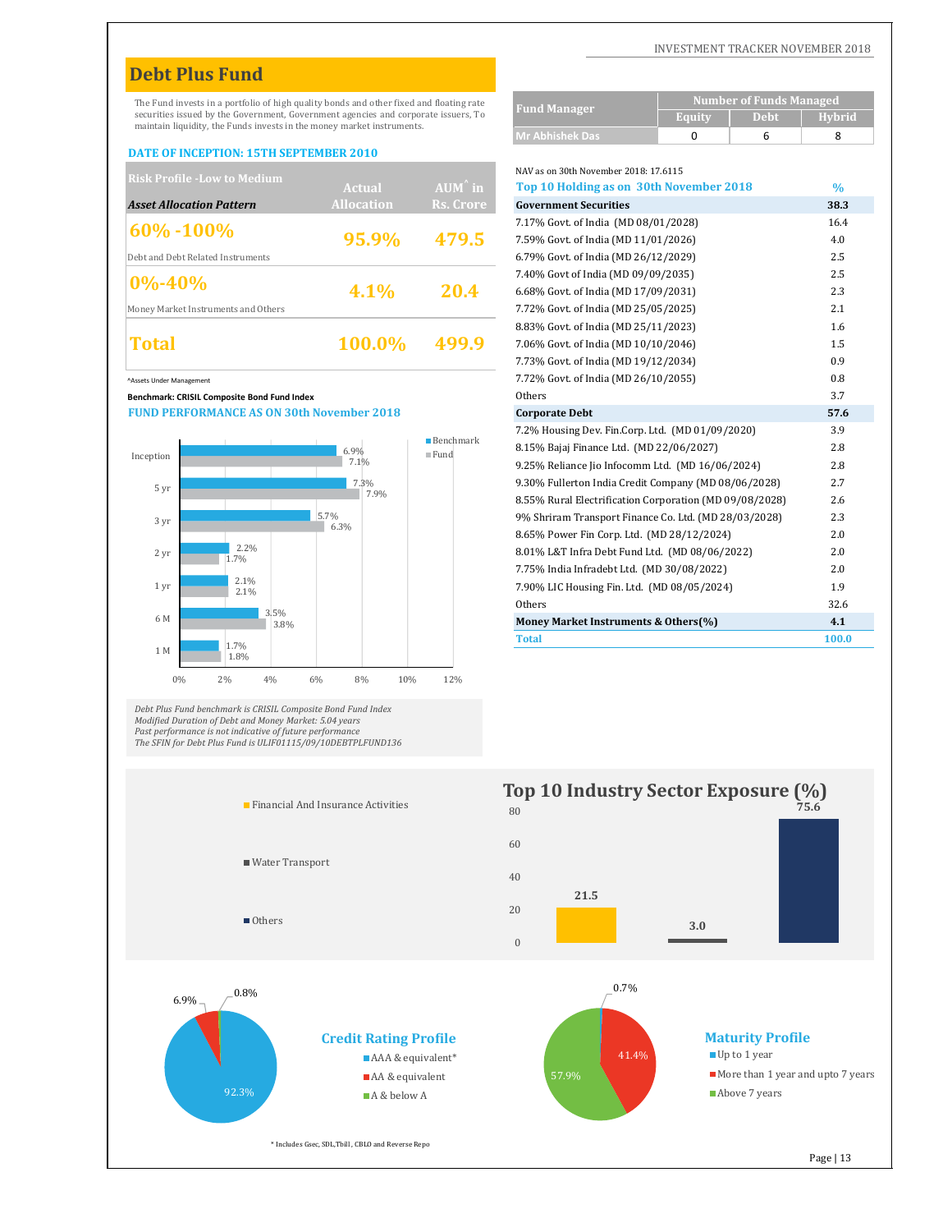# Debt Plus Fund

The Fund invests in a portfolio of high quality bonds and other fixed and floating rate securities issued by the Government, Government agencies and corporate issuers, To maintain liquidity, the Funds invests in the money market instruments.

**DATE OF INCEPTION: 15TH SEPTEMBER 2010**

| Risk Profile -Low to Medium / Asset Allocation Pattern | Actual Allocation | AUM^ in Rs. Crore |
|---|---|---|
| 60% -100% Debt and Debt Related Instruments | 95.9% | 479.5 |
| 0%-40% Money Market Instruments and Others | 4.1% | 20.4 |
| **Total** | **100.0%** | **499.9** |

^Assets Under Management

**Benchmark: CRISIL Composite Bond Fund Index**

**FUND PERFORMANCE AS ON 30th November 2018**

Benchmark
Fund

Inception 6.9% 7.1%
5 yr 7.3% 7.9%
3 yr 5.7% 6.3%
2 yr 2.2% 1.7%
1 yr 2.1% 2.1%
6 M 3.5% 3.8%
1 M 1.7% 1.8%

0% 2% 4% 6% 8% 10% 12%

*Debt Plus Fund benchmark is CRISIL Composite Bond Fund Index*
*Modified Duration of Debt and Money Market: 5.04 years*
*Past performance is not indicative of future performance*
*The SFIN for Debt Plus Fund is ULIF01115/09/10DEBTPLFUND136*

| Fund Manager | Number of Funds Managed | | |
|---|---|---|---|
| | Equity | Debt | Hybrid |
| Mr Abhishek Das | 0 | 6 | 8 |

NAV as on 30th November 2018: 17.6115

| Top 10 Holding as on 30th November 2018 | % |
|---|---|
| **Government Securities** | **38.3** |
| 7.17% Govt. of India (MD 08/01/2028) | 16.4 |
| 7.59% Govt. of India (MD 11/01/2026) | 4.0 |
| 6.79% Govt. of India (MD 26/12/2029) | 2.5 |
| 7.40% Govt of India (MD 09/09/2035) | 2.5 |
| 6.68% Govt. of India (MD 17/09/2031) | 2.3 |
| 7.72% Govt. of India (MD 25/05/2025) | 2.1 |
| 8.83% Govt. of India (MD 25/11/2023) | 1.6 |
| 7.06% Govt. of India (MD 10/10/2046) | 1.5 |
| 7.73% Govt. of India (MD 19/12/2034) | 0.9 |
| 7.72% Govt. of India (MD 26/10/2055) | 0.8 |
| Others | 3.7 |
| **Corporate Debt** | **57.6** |
| 7.2% Housing Dev. Fin.Corp. Ltd. (MD 01/09/2020) | 3.9 |
| 8.15% Bajaj Finance Ltd. (MD 22/06/2027) | 2.8 |
| 9.25% Reliance Jio Infocomm Ltd. (MD 16/06/2024) | 2.8 |
| 9.30% Fullerton India Credit Company (MD 08/06/2028) | 2.7 |
| 8.55% Rural Electrification Corporation (MD 09/08/2028) | 2.6 |
| 9% Shriram Transport Finance Co. Ltd. (MD 28/03/2028) | 2.3 |
| 8.65% Power Fin Corp. Ltd. (MD 28/12/2024) | 2.0 |
| 8.01% L&T Infra Debt Fund Ltd. (MD 08/06/2022) | 2.0 |
| 7.75% India Infradebt Ltd. (MD 30/08/2022) | 2.0 |
| 7.90% LIC Housing Fin. Ltd. (MD 08/05/2024) | 1.9 |
| Others | 32.6 |
| **Money Market Instruments & Others(%)** | **4.1** |
| **Total** | **100.0** |

## Top 10 Industry Sector Exposure (%)

Financial And Insurance Activities
Water Transport
Others

21.5
3.0
75.6

0 20 40 60 80

## Credit Rating Profile

AAA & equivalent*
AA & equivalent
A & below A

92.3%
6.9%
0.8%

## Maturity Profile

Up to 1 year
More than 1 year and upto 7 years
Above 7 years

0.7%
41.4%
57.9%

\* Includes Gsec, SDL,Tbill, CBLO and Reverse Repo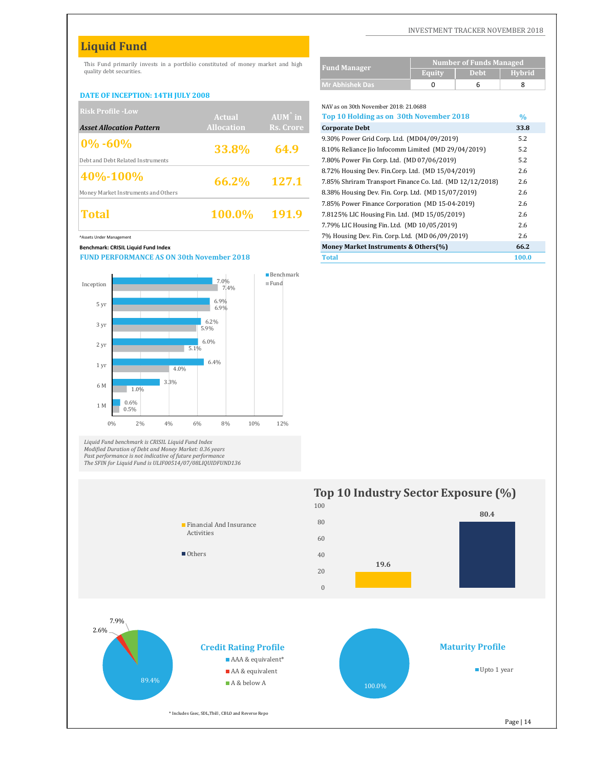# Liquid Fund

This Fund primarily invests in a portfolio constituted of money market and high quality debt securities.

| Fund Manager | Number of Funds Managed | | |
|---|---|---|---|
| | Equity | Debt | Hybrid |
| Mr Abhishek Das | 0 | 6 | 8 |

**DATE OF INCEPTION: 14TH JULY 2008**

| Risk Profile -Low<br>*Asset Allocation Pattern* | Actual Allocation | AUM^ in Rs. Crore |
|---|---|---|
| **0% -60%**<br>Debt and Debt Related Instruments | 33.8% | 64.9 |
| **40%-100%**<br>Money Market Instruments and Others | 66.2% | 127.1 |
| **Total** | 100.0% | 191.9 |

^Assets Under Management

NAV as on 30th November 2018: 21.0688

| Top 10 Holding as on 30th November 2018 | % |
|---|---|
| **Corporate Debt** | **33.8** |
| 9.30% Power Grid Corp. Ltd. (MD04/09/2019) | 5.2 |
| 8.10% Reliance Jio Infocomm Limited (MD 29/04/2019) | 5.2 |
| 7.80% Power Fin Corp. Ltd. (MD 07/06/2019) | 5.2 |
| 8.72% Housing Dev. Fin.Corp. Ltd. (MD 15/04/2019) | 2.6 |
| 7.85% Shriram Transport Finance Co. Ltd. (MD 12/12/2018) | 2.6 |
| 8.38% Housing Dev. Fin. Corp. Ltd. (MD 15/07/2019) | 2.6 |
| 7.85% Power Finance Corporation (MD 15-04-2019) | 2.6 |
| 7.8125% LIC Housing Fin. Ltd. (MD 15/05/2019) | 2.6 |
| 7.79% LIC Housing Fin. Ltd. (MD 10/05/2019) | 2.6 |
| 7% Housing Dev. Fin. Corp. Ltd. (MD 06/09/2019) | 2.6 |
| **Money Market Instruments & Others(%)** | **66.2** |
| **Total** | **100.0** |

**Benchmark: CRISIL Liquid Fund Index**

**FUND PERFORMANCE AS ON 30th November 2018**

Benchmark
Fund

Inception 7.0% 7.4%
5 yr 6.9% 6.9%
3 yr 6.2% 5.9%
2 yr 6.0% 5.1%
1 yr 6.4% 4.0%
6 M 3.3% 1.0%
1 M 0.6% 0.5%

0% 2% 4% 6% 8% 10% 12%

*Liquid Fund benchmark is CRISIL Liquid Fund Index*
*Modified Duration of Debt and Money Market: 0.36 years*
*Past performance is not indicative of future performance*
*The SFIN for Liquid Fund is ULIF00514/07/08LIQUIDFUND136*

## Top 10 Industry Sector Exposure (%)

Financial And Insurance Activities
Others

100
80
60
40
20
0

19.6
80.4

**Credit Rating Profile**

AAA & equivalent*
AA & equivalent
A & below A

89.4%
2.6%
7.9%

\* Includes Gsec, SDL,Tbill, CBLO and Reverse Repo

**Maturity Profile**

Upto 1 year

100.0%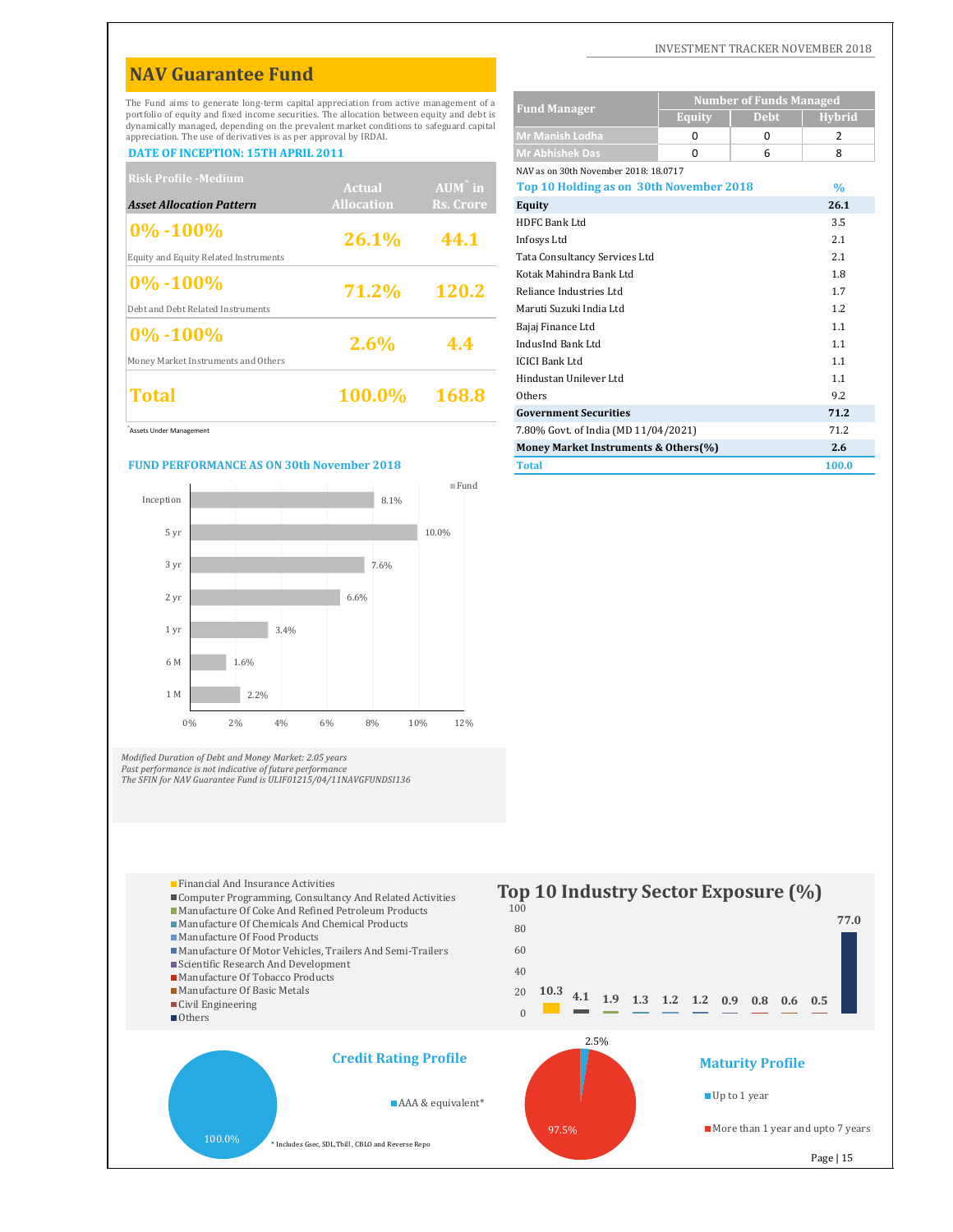# NAV Guarantee Fund

The Fund aims to generate long-term capital appreciation from active management of a portfolio of equity and fixed income securities. The allocation between equity and debt is dynamically managed, depending on the prevalent market conditions to safeguard capital appreciation. The use of derivatives is as per approval by IRDAI.

**DATE OF INCEPTION: 15TH APRIL 2011**

| Risk Profile -Medium | | |
|---|---|---|
| **Asset Allocation Pattern** | **Actual Allocation** | **AUM^ in Rs. Crore** |
| **0% -100%** Equity and Equity Related Instruments | 26.1% | 44.1 |
| **0% -100%** Debt and Debt Related Instruments | 71.2% | 120.2 |
| **0% -100%** Money Market Instruments and Others | 2.6% | 4.4 |
| **Total** | 100.0% | 168.8 |

^Assets Under Management

| Fund Manager | Number of Funds Managed | | |
|---|---|---|---|
| | Equity | Debt | Hybrid |
| Mr Manish Lodha | 0 | 0 | 2 |
| Mr Abhishek Das | 0 | 6 | 8 |

NAV as on 30th November 2018: 18.0717

| Top 10 Holding as on 30th November 2018 | % |
|---|---|
| **Equity** | **26.1** |
| HDFC Bank Ltd | 3.5 |
| Infosys Ltd | 2.1 |
| Tata Consultancy Services Ltd | 2.1 |
| Kotak Mahindra Bank Ltd | 1.8 |
| Reliance Industries Ltd | 1.7 |
| Maruti Suzuki India Ltd | 1.2 |
| Bajaj Finance Ltd | 1.1 |
| IndusInd Bank Ltd | 1.1 |
| ICICI Bank Ltd | 1.1 |
| Hindustan Unilever Ltd | 1.1 |
| Others | 9.2 |
| **Government Securities** | **71.2** |
| 7.80% Govt. of India (MD 11/04/2021) | 71.2 |
| **Money Market Instruments & Others(%)** | **2.6** |
| **Total** | **100.0** |

## FUND PERFORMANCE AS ON 30th November 2018

| Period | Fund |
|---|---|
| Inception | 8.1% |
| 5 yr | 10.0% |
| 3 yr | 7.6% |
| 2 yr | 6.6% |
| 1 yr | 3.4% |
| 6 M | 1.6% |
| 1 M | 2.2% |

*Modified Duration of Debt and Money Market: 2.05 years*
*Past performance is not indicative of future performance*
*The SFIN for NAV Guarantee Fund is ULIF01215/04/11NAVGFUNDSI136*

## Top 10 Industry Sector Exposure (%)

| Sector | % |
|---|---|
| Financial And Insurance Activities | 10.3 |
| Computer Programming, Consultancy And Related Activities | 4.1 |
| Manufacture Of Coke And Refined Petroleum Products | 1.9 |
| Manufacture Of Chemicals And Chemical Products | 1.3 |
| Manufacture Of Food Products | 1.2 |
| Manufacture Of Motor Vehicles, Trailers And Semi-Trailers | 1.2 |
| Scientific Research And Development | 0.9 |
| Manufacture Of Tobacco Products | 0.8 |
| Manufacture Of Basic Metals | 0.6 |
| Civil Engineering | 0.5 |
| Others | 77.0 |

## Credit Rating Profile

| Rating | % |
|---|---|
| AAA & equivalent* | 100.0% |

\* Includes Gsec, SDL,Tbill, CBLO and Reverse Repo

## Maturity Profile

| Maturity | % |
|---|---|
| Up to 1 year | 2.5% |
| More than 1 year and upto 7 years | 97.5% |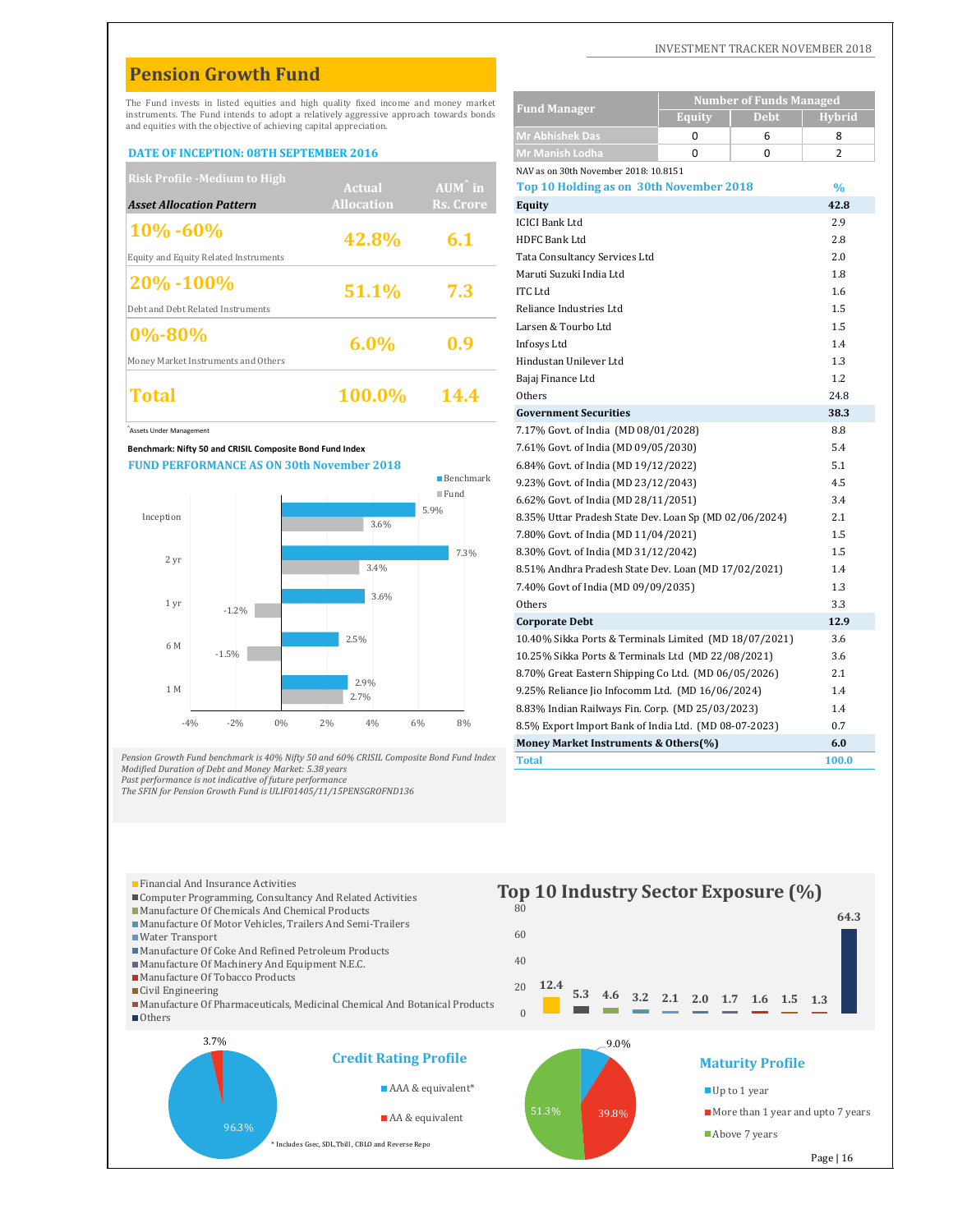# Pension Growth Fund

The Fund invests in listed equities and high quality fixed income and money market instruments. The Fund intends to adopt a relatively aggressive approach towards bonds and equities with the objective of achieving capital appreciation.

**DATE OF INCEPTION: 08TH SEPTEMBER 2016**

| Risk Profile -Medium to High / Asset Allocation Pattern | Actual Allocation | AUM^ in Rs. Crore |
|---|---|---|
| 10% -60% Equity and Equity Related Instruments | 42.8% | 6.1 |
| 20% -100% Debt and Debt Related Instruments | 51.1% | 7.3 |
| 0%-80% Money Market Instruments and Others | 6.0% | 0.9 |
| **Total** | **100.0%** | **14.4** |

^Assets Under Management

**Benchmark: Nifty 50 and CRISIL Composite Bond Fund Index**

**FUND PERFORMANCE AS ON 30th November 2018**

Benchmark
Fund

Inception: 5.9% / 3.6%
2 yr: 7.3% / 3.4%
1 yr: 3.6% / -1.2%
6 M: 2.5% / -1.5%
1 M: 2.9% / 2.7%

-4% -2% 0% 2% 4% 6% 8%

*Pension Growth Fund benchmark is 40% Nifty 50 and 60% CRISIL Composite Bond Fund Index*
*Modified Duration of Debt and Money Market: 5.38 years*
*Past performance is not indicative of future performance*
*The SFIN for Pension Growth Fund is ULIF01405/11/15PENSGROFND136*

| Fund Manager | Number of Funds Managed | | |
|---|---|---|---|
| | Equity | Debt | Hybrid |
| Mr Abhishek Das | 0 | 6 | 8 |
| Mr Manish Lodha | 0 | 0 | 2 |

NAV as on 30th November 2018: 10.8151

| Top 10 Holding as on 30th November 2018 | % |
|---|---|
| **Equity** | **42.8** |
| ICICI Bank Ltd | 2.9 |
| HDFC Bank Ltd | 2.8 |
| Tata Consultancy Services Ltd | 2.0 |
| Maruti Suzuki India Ltd | 1.8 |
| ITC Ltd | 1.6 |
| Reliance Industries Ltd | 1.5 |
| Larsen & Tourbo Ltd | 1.5 |
| Infosys Ltd | 1.4 |
| Hindustan Unilever Ltd | 1.3 |
| Bajaj Finance Ltd | 1.2 |
| Others | 24.8 |
| **Government Securities** | **38.3** |
| 7.17% Govt. of India (MD 08/01/2028) | 8.8 |
| 7.61% Govt. of India (MD 09/05/2030) | 5.4 |
| 6.84% Govt. of India (MD 19/12/2022) | 5.1 |
| 9.23% Govt. of India (MD 23/12/2043) | 4.5 |
| 6.62% Govt. of India (MD 28/11/2051) | 3.4 |
| 8.35% Uttar Pradesh State Dev. Loan Sp (MD 02/06/2024) | 2.1 |
| 7.80% Govt. of India (MD 11/04/2021) | 1.5 |
| 8.30% Govt. of India (MD 31/12/2042) | 1.5 |
| 8.51% Andhra Pradesh State Dev. Loan (MD 17/02/2021) | 1.4 |
| 7.40% Govt of India (MD 09/09/2035) | 1.3 |
| Others | 3.3 |
| **Corporate Debt** | **12.9** |
| 10.40% Sikka Ports & Terminals Limited (MD 18/07/2021) | 3.6 |
| 10.25% Sikka Ports & Terminals Ltd (MD 22/08/2021) | 3.6 |
| 8.70% Great Eastern Shipping Co Ltd. (MD 06/05/2026) | 2.1 |
| 9.25% Reliance Jio Infocomm Ltd. (MD 16/06/2024) | 1.4 |
| 8.83% Indian Railways Fin. Corp. (MD 25/03/2023) | 1.4 |
| 8.5% Export Import Bank of India Ltd. (MD 08-07-2023) | 0.7 |
| **Money Market Instruments & Others(%)** | **6.0** |
| **Total** | **100.0** |

## Top 10 Industry Sector Exposure (%)

Financial And Insurance Activities
Computer Programming, Consultancy And Related Activities
Manufacture Of Chemicals And Chemical Products
Manufacture Of Motor Vehicles, Trailers And Semi-Trailers
Water Transport
Manufacture Of Coke And Refined Petroleum Products
Manufacture Of Machinery And Equipment N.E.C.
Manufacture Of Tobacco Products
Civil Engineering
Manufacture Of Pharmaceuticals, Medicinal Chemical And Botanical Products
Others

12.4 5.3 4.6 3.2 2.1 2.0 1.7 1.6 1.5 1.3 64.3

## Credit Rating Profile

AAA & equivalent* 96.3%
AA & equivalent 3.7%

\* Includes Gsec, SDL,Tbill, CBLO and Reverse Repo

## Maturity Profile

Up to 1 year 9.0%
More than 1 year and upto 7 years 39.8%
Above 7 years 51.3%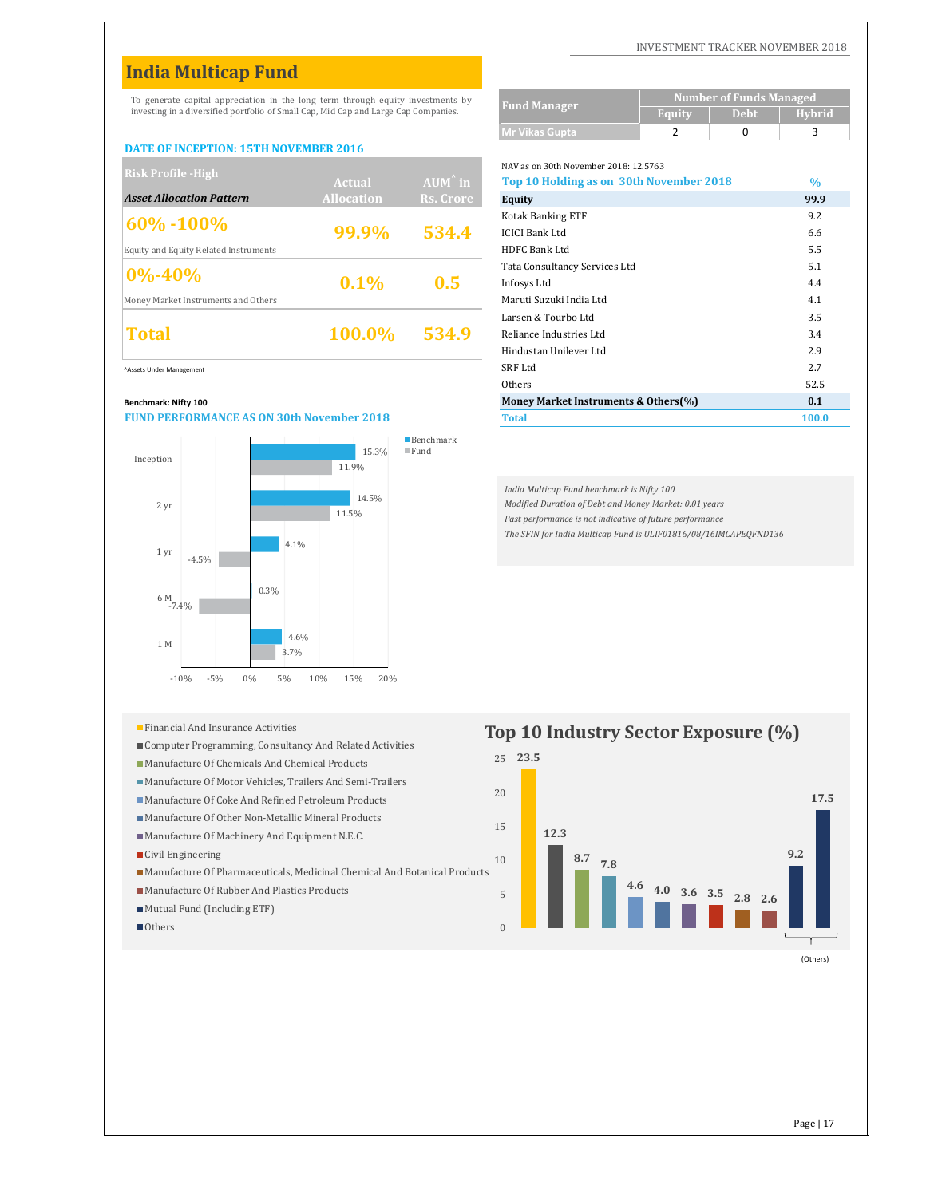# India Multicap Fund

To generate capital appreciation in the long term through equity investments by investing in a diversified portfolio of Small Cap, Mid Cap and Large Cap Companies.

**DATE OF INCEPTION: 15TH NOVEMBER 2016**

| Risk Profile -High<br>*Asset Allocation Pattern* | Actual Allocation | AUM^ in Rs. Crore |
|---|---|---|
| **60% -100%**<br>Equity and Equity Related Instruments | 99.9% | 534.4 |
| **0%-40%**<br>Money Market Instruments and Others | 0.1% | 0.5 |
| **Total** | 100.0% | 534.9 |

^Assets Under Management

| Fund Manager | Number of Funds Managed | | |
|---|---|---|---|
| | Equity | Debt | Hybrid |
| Mr Vikas Gupta | 2 | 0 | 3 |

NAV as on 30th November 2018: 12.5763

| Top 10 Holding as on 30th November 2018 | % |
|---|---|
| **Equity** | **99.9** |
| Kotak Banking ETF | 9.2 |
| ICICI Bank Ltd | 6.6 |
| HDFC Bank Ltd | 5.5 |
| Tata Consultancy Services Ltd | 5.1 |
| Infosys Ltd | 4.4 |
| Maruti Suzuki India Ltd | 4.1 |
| Larsen & Tourbo Ltd | 3.5 |
| Reliance Industries Ltd | 3.4 |
| Hindustan Unilever Ltd | 2.9 |
| SRF Ltd | 2.7 |
| Others | 52.5 |
| **Money Market Instruments & Others(%)** | **0.1** |
| **Total** | **100.0** |

**Benchmark: Nifty 100**

**FUND PERFORMANCE AS ON 30th November 2018**

Benchmark
Fund

Inception: 15.3%, 11.9%
2 yr: 14.5%, 11.5%
1 yr: 4.1%, -4.5%
6 M: 0.3%, -7.4%
1 M: 4.6%, 3.7%

-10% -5% 0% 5% 10% 15% 20%

*India Multicap Fund benchmark is Nifty 100*
*Modified Duration of Debt and Money Market: 0.01 years*
*Past performance is not indicative of future performance*
*The SFIN for India Multicap Fund is ULIF01816/08/16IMCAPEQFND136*

## Top 10 Industry Sector Exposure (%)

- Financial And Insurance Activities
- Computer Programming, Consultancy And Related Activities
- Manufacture Of Chemicals And Chemical Products
- Manufacture Of Motor Vehicles, Trailers And Semi-Trailers
- Manufacture Of Coke And Refined Petroleum Products
- Manufacture Of Other Non-Metallic Mineral Products
- Manufacture Of Machinery And Equipment N.E.C.
- Civil Engineering
- Manufacture Of Pharmaceuticals, Medicinal Chemical And Botanical Products
- Manufacture Of Rubber And Plastics Products
- Mutual Fund (Including ETF)
- Others

23.5 12.3 8.7 7.8 4.6 4.0 3.6 3.5 2.8 2.6 9.2 17.5

0 5 10 15 20 25

(Others)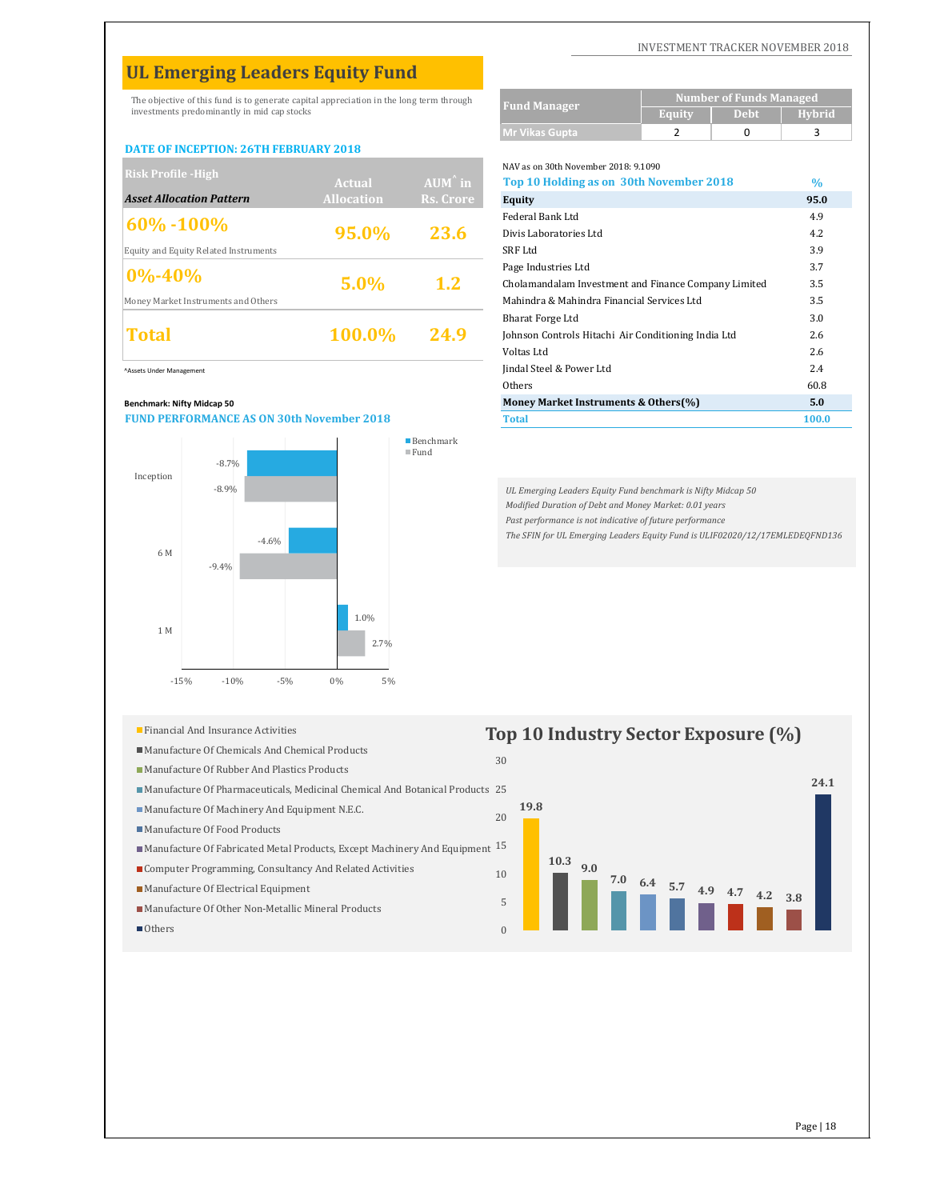# UL Emerging Leaders Equity Fund

The objective of this fund is to generate capital appreciation in the long term through investments predominantly in mid cap stocks

| Fund Manager | Number of Funds Managed | | |
|---|---|---|---|
| | Equity | Debt | Hybrid |
| Mr Vikas Gupta | 2 | 0 | 3 |

**DATE OF INCEPTION: 26TH FEBRUARY 2018**

| Risk Profile -High<br>*Asset Allocation Pattern* | Actual Allocation | AUM^ in Rs. Crore |
|---|---|---|
| 60% -100%<br>Equity and Equity Related Instruments | 95.0% | 23.6 |
| 0%-40%<br>Money Market Instruments and Others | 5.0% | 1.2 |
| **Total** | **100.0%** | **24.9** |

^Assets Under Management

NAV as on 30th November 2018: 9.1090

| Top 10 Holding as on 30th November 2018 | % |
|---|---|
| **Equity** | **95.0** |
| Federal Bank Ltd | 4.9 |
| Divis Laboratories Ltd | 4.2 |
| SRF Ltd | 3.9 |
| Page Industries Ltd | 3.7 |
| Cholamandalam Investment and Finance Company Limited | 3.5 |
| Mahindra & Mahindra Financial Services Ltd | 3.5 |
| Bharat Forge Ltd | 3.0 |
| Johnson Controls Hitachi Air Conditioning India Ltd | 2.6 |
| Voltas Ltd | 2.6 |
| Jindal Steel & Power Ltd | 2.4 |
| Others | 60.8 |
| **Money Market Instruments & Others(%)** | **5.0** |
| **Total** | **100.0** |

**Benchmark: Nifty Midcap 50**

**FUND PERFORMANCE AS ON 30th November 2018**

Benchmark
Fund

Inception
-8.7%
-8.9%

6 M
-4.6%
-9.4%

1 M
1.0%
2.7%

-15% -10% -5% 0% 5%

*UL Emerging Leaders Equity Fund benchmark is Nifty Midcap 50*
*Modified Duration of Debt and Money Market: 0.01 years*
*Past performance is not indicative of future performance*
*The SFIN for UL Emerging Leaders Equity Fund is ULIF02020/12/17EMLEDEQFND136*

## Top 10 Industry Sector Exposure (%)

Financial And Insurance Activities
Manufacture Of Chemicals And Chemical Products
Manufacture Of Rubber And Plastics Products
Manufacture Of Pharmaceuticals, Medicinal Chemical And Botanical Products
Manufacture Of Machinery And Equipment N.E.C.
Manufacture Of Food Products
Manufacture Of Fabricated Metal Products, Except Machinery And Equipment
Computer Programming, Consultancy And Related Activities
Manufacture Of Electrical Equipment
Manufacture Of Other Non-Metallic Mineral Products
Others

30
25
20
15
10
5
0

19.8
10.3
9.0
7.0
6.4
5.7
4.9
4.7
4.2
3.8
24.1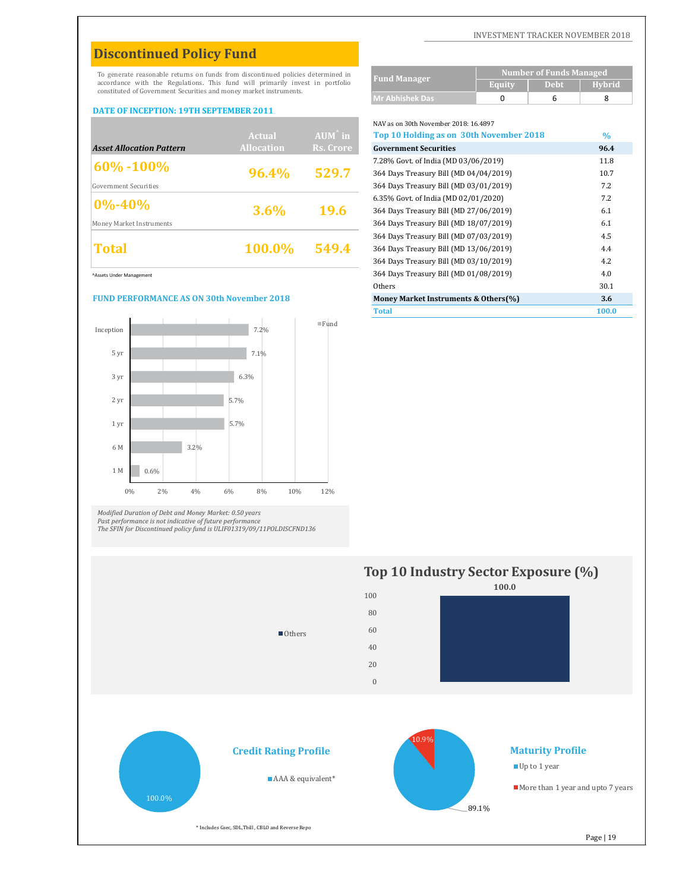# Discontinued Policy Fund

To generate reasonable returns on funds from discontinued policies determined in accordance with the Regulations. This fund will primarily invest in portfolio constituted of Government Securities and money market instruments.

**DATE OF INCEPTION: 19TH SEPTEMBER 2011**

| Asset Allocation Pattern | Actual Allocation | AUM^ in Rs. Crore |
|---|---|---|
| 60% -100% Government Securities | 96.4% | 529.7 |
| 0%-40% Money Market Instruments | 3.6% | 19.6 |
| **Total** | **100.0%** | **549.4** |

^Assets Under Management

| Fund Manager | Number of Funds Managed | | |
|---|---|---|---|
| | Equity | Debt | Hybrid |
| Mr Abhishek Das | 0 | 6 | 8 |

NAV as on 30th November 2018: 16.4897

| Top 10 Holding as on 30th November 2018 | % |
|---|---|
| **Government Securities** | **96.4** |
| 7.28% Govt. of India (MD 03/06/2019) | 11.8 |
| 364 Days Treasury Bill (MD 04/04/2019) | 10.7 |
| 364 Days Treasury Bill (MD 03/01/2019) | 7.2 |
| 6.35% Govt. of India (MD 02/01/2020) | 7.2 |
| 364 Days Treasury Bill (MD 27/06/2019) | 6.1 |
| 364 Days Treasury Bill (MD 18/07/2019) | 6.1 |
| 364 Days Treasury Bill (MD 07/03/2019) | 4.5 |
| 364 Days Treasury Bill (MD 13/06/2019) | 4.4 |
| 364 Days Treasury Bill (MD 03/10/2019) | 4.2 |
| 364 Days Treasury Bill (MD 01/08/2019) | 4.0 |
| Others | 30.1 |
| **Money Market Instruments & Others(%)** | **3.6** |
| **Total** | **100.0** |

**FUND PERFORMANCE AS ON 30th November 2018**

Fund

Inception 7.2%
5 yr 7.1%
3 yr 6.3%
2 yr 5.7%
1 yr 5.7%
6 M 3.2%
1 M 0.6%

0% 2% 4% 6% 8% 10% 12%

*Modified Duration of Debt and Money Market: 0.50 years*
*Past performance is not indicative of future performance*
*The SFIN for Discontinued policy fund is ULIF01319/09/11POLDISCFND136*

## Top 10 Industry Sector Exposure (%)

Others

100.0

100 80 60 40 20 0

**Credit Rating Profile**

AAA & equivalent*

100.0%

\* Includes Gsec, SDL,Tbill , CBLO and Reverse Repo

**Maturity Profile**

Up to 1 year
More than 1 year and upto 7 years

10.9%
89.1%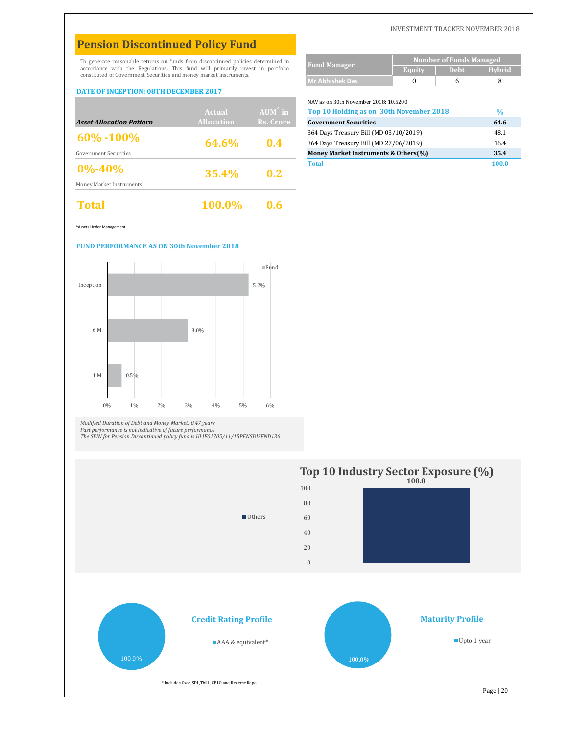## Pension Discontinued Policy Fund

To generate reasonable returns on funds from discontinued policies determined in accordance with the Regulations. This fund will primarily invest in portfolio constituted of Government Securities and money market instruments.

| Fund Manager | Number of Funds Managed | | |
|---|---|---|---|
| | Equity | Debt | Hybrid |
| Mr Abhishek Das | 0 | 6 | 8 |

**DATE OF INCEPTION: 08TH DECEMBER 2017**

| Asset Allocation Pattern | Actual Allocation | AUM^ in Rs. Crore |
|---|---|---|
| 60% -100% Government Securities | 64.6% | 0.4 |
| 0%-40% Money Market Instruments | 35.4% | 0.2 |
| **Total** | **100.0%** | **0.6** |

^Assets Under Management

NAV as on 30th November 2018: 10.5200

| Top 10 Holding as on 30th November 2018 | % |
|---|---|
| **Government Securities** | **64.6** |
| 364 Days Treasury Bill (MD 03/10/2019) | 48.1 |
| 364 Days Treasury Bill (MD 27/06/2019) | 16.4 |
| **Money Market Instruments & Others(%)** | **35.4** |
| **Total** | **100.0** |

**FUND PERFORMANCE AS ON 30th November 2018**

Fund

Inception 5.2%

6 M 3.0%

1 M 0.5%

0% 1% 2% 3% 4% 5% 6%

*Modified Duration of Debt and Money Market: 0.47 years*
*Past performance is not indicative of future performance*
*The SFIN for Pension Discontinued policy fund is ULIF01705/11/15PENSDISFND136*

### Top 10 Industry Sector Exposure (%)

Others

100.0

100 80 60 40 20 0

### Credit Rating Profile

AAA & equivalent*

100.0%

### Maturity Profile

Upto 1 year

100.0%

\* Includes Gsec, SDL,Tbill, CBLO and Reverse Repo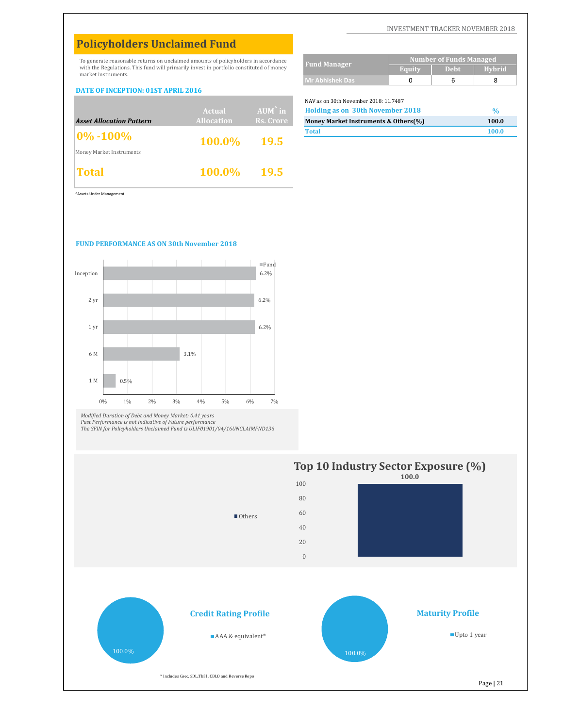# Policyholders Unclaimed Fund

To generate reasonable returns on unclaimed amounts of policyholders in accordance with the Regulations. This fund will primarily invest in portfolio constituted of money market instruments.

**DATE OF INCEPTION: 01ST APRIL 2016**

| Asset Allocation Pattern | Actual Allocation | AUM^ in Rs. Crore |
|---|---|---|
| 0% -100% Money Market Instruments | 100.0% | 19.5 |
| Total | 100.0% | 19.5 |

^Assets Under Management

| Fund Manager | Number of Funds Managed | | |
|---|---|---|---|
| | Equity | Debt | Hybrid |
| Mr Abhishek Das | 0 | 6 | 8 |

NAV as on 30th November 2018: 11.7487

| Holding as on 30th November 2018 | % |
|---|---|
| Money Market Instruments & Others(%) | 100.0 |
| Total | 100.0 |

**FUND PERFORMANCE AS ON 30th November 2018**

Fund

Inception 6.2%

2 yr 6.2%

1 yr 6.2%

6 M 3.1%

1 M 0.5%

0% 1% 2% 3% 4% 5% 6% 7%

*Modified Duration of Debt and Money Market: 0.41 years*
*Past Performance is not indicative of Future performance*
*The SFIN for Policyholders Unclaimed Fund is ULIF01901/04/16UNCLAIMFND136*

## Top 10 Industry Sector Exposure (%)

Others

100.0

0 20 40 60 80 100

## Credit Rating Profile

AAA & equivalent*

100.0%

## Maturity Profile

Upto 1 year

100.0%

\* Includes Gsec, SDL,Tbill, CBLO and Reverse Repo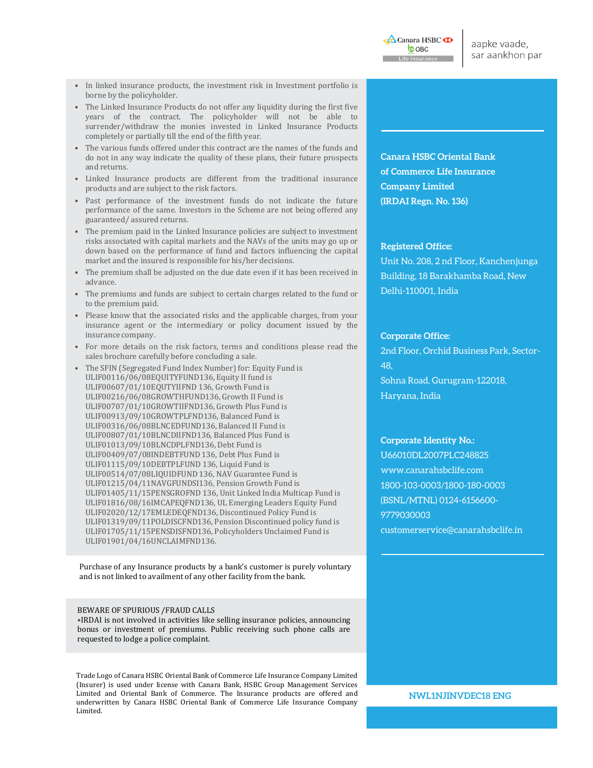Canara HSBC OBC Life Insurance

aapke vaade,
sar aankhon par

- In linked insurance products, the investment risk in Investment portfolio is borne by the policyholder.
- The Linked Insurance Products do not offer any liquidity during the first five years of the contract. The policyholder will not be able to surrender/withdraw the monies invested in Linked Insurance Products completely or partially till the end of the fifth year.
- The various funds offered under this contract are the names of the funds and do not in any way indicate the quality of these plans, their future prospects and returns.
- Linked Insurance products are different from the traditional insurance products and are subject to the risk factors.
- Past performance of the investment funds do not indicate the future performance of the same. Investors in the Scheme are not being offered any guaranteed/ assured returns.
- The premium paid in the Linked Insurance policies are subject to investment risks associated with capital markets and the NAVs of the units may go up or down based on the performance of fund and factors influencing the capital market and the insured is responsible for his/her decisions.
- The premium shall be adjusted on the due date even if it has been received in advance.
- The premiums and funds are subject to certain charges related to the fund or to the premium paid.
- Please know that the associated risks and the applicable charges, from your insurance agent or the intermediary or policy document issued by the insurance company.
- For more details on the risk factors, terms and conditions please read the sales brochure carefully before concluding a sale.
- The SFIN (Segregated Fund Index Number) for: Equity Fund is ULIF00116/06/08EQUITYFUND136, Equity II fund is ULIF00607/01/10EQUTYIIFND 136, Growth Fund is ULIF00216/06/08GROWTHFUND136, Growth II Fund is ULIF00707/01/10GROWTIIFND136, Growth Plus Fund is ULIF00913/09/10GROWTPLFND136, Balanced Fund is ULIF00316/06/08BLNCEDFUND136, Balanced II Fund is ULIF00807/01/10BLNCDIIFND136, Balanced Plus Fund is ULIF01013/09/10BLNCDPLFND136, Debt Fund is ULIF00409/07/08INDEBTFUND 136, Debt Plus Fund is ULIF01115/09/10DEBTPLFUND 136, Liquid Fund is ULIF00514/07/08LIQUIDFUND 136, NAV Guarantee Fund is ULIF01215/04/11NAVGFUNDSI136, Pension Growth Fund is ULIF01405/11/15PENSGROFND 136, Unit Linked India Multicap Fund is ULIF01816/08/16IMCAPEQFND136, UL Emerging Leaders Equity Fund ULIF02020/12/17EMLEDEQFND136, Discontinued Policy Fund is ULIF01319/09/11POLDISCFND136, Pension Discontinued policy fund is ULIF01705/11/15PENSDISFND136, Policyholders Unclaimed Fund is ULIF01901/04/16UNCLAIMFND136.

Purchase of any Insurance products by a bank's customer is purely voluntary and is not linked to availment of any other facility from the bank.

BEWARE OF SPURIOUS /FRAUD CALLS
•IRDAI is not involved in activities like selling insurance policies, announcing bonus or investment of premiums. Public receiving such phone calls are requested to lodge a police complaint.

Trade Logo of Canara HSBC Oriental Bank of Commerce Life Insurance Company Limited (Insurer) is used under license with Canara Bank, HSBC Group Management Services Limited and Oriental Bank of Commerce. The Insurance products are offered and underwritten by Canara HSBC Oriental Bank of Commerce Life Insurance Company Limited.

**Canara HSBC Oriental Bank of Commerce Life Insurance Company Limited (IRDAI Regn. No. 136)**

**Registered Office:**
Unit No. 208, 2 nd Floor, Kanchenjunga Building, 18 Barakhamba Road, New Delhi-110001, India

**Corporate Office:**
2nd Floor, Orchid Business Park, Sector-48,
Sohna Road, Gurugram-122018, Haryana, India

**Corporate Identity No.:**
U66010DL2007PLC248825
www.canarahsbclife.com
1800-103-0003/1800-180-0003
(BSNL/MTNL) 0124-6156600-9779030003
customerservice@canarahsbclife.in

**NWL1NJINVDEC18 ENG**